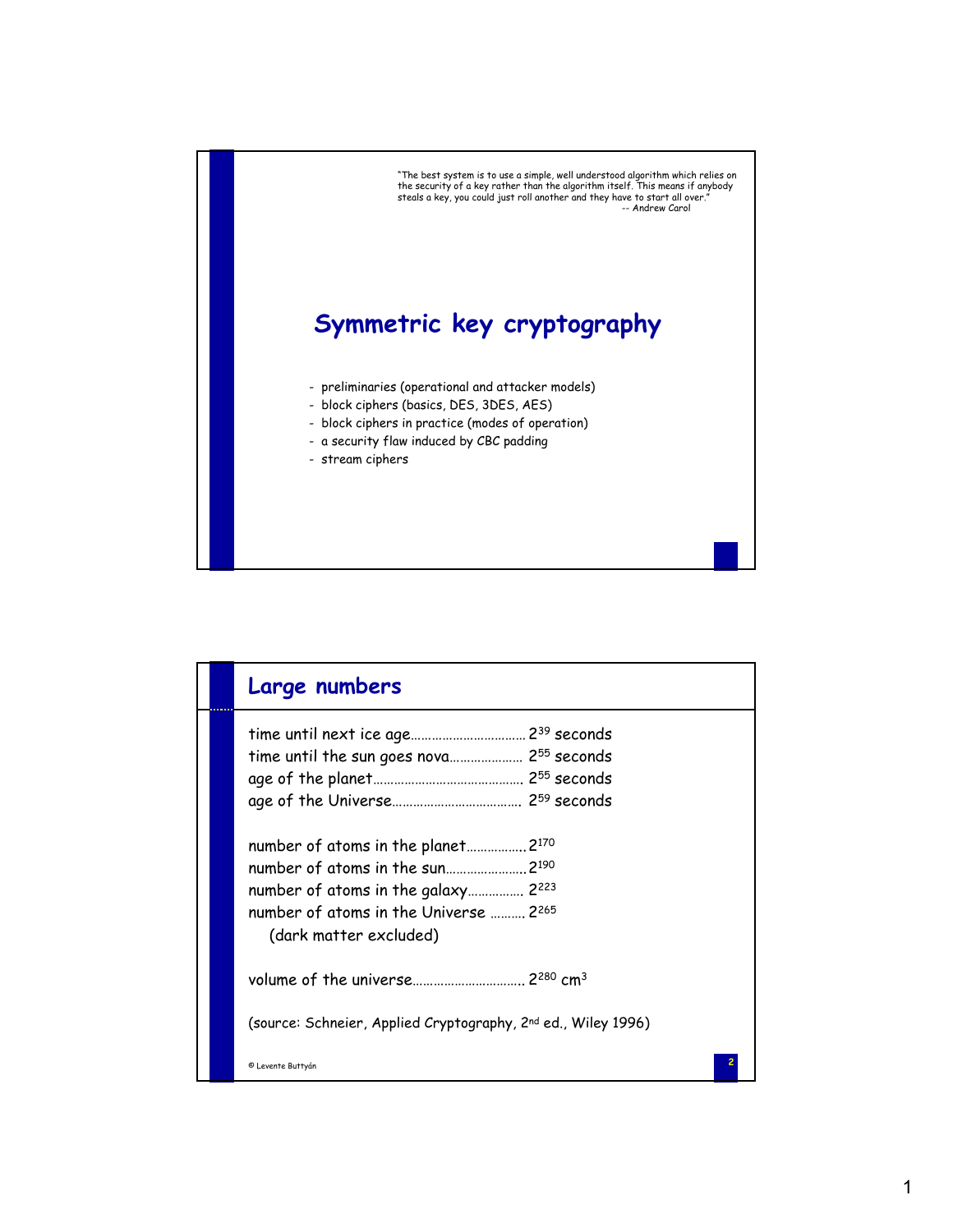"The best system is to use a simple, well understood algorithm which relies on the security of a key rather than the algorithm itself. This means if anybody steals a key, you could just roll another and they have to start all over."
-- Andrew Carol

# Symmetric key cryptography

- preliminaries (operational and attacker models)
- block ciphers (basics, DES, 3DES, AES)
- block ciphers in practice (modes of operation)
- a security flaw induced by CBC padding
- stream ciphers

## Large numbers

time until next ice age............................... $2^{39}$ seconds
time until the sun goes nova.................... $2^{55}$ seconds
age of the planet......................................... $2^{55}$ seconds
age of the Universe................................... $2^{59}$ seconds

number of atoms in the planet................. $2^{170}$
number of atoms in the sun...................... $2^{190}$
number of atoms in the galaxy................ $2^{223}$
number of atoms in the Universe .......... $2^{265}$
(dark matter excluded)

volume of the universe.............................. $2^{280}$ $cm^3$

(source: Schneier, Applied Cryptography, 2nd ed., Wiley 1996)

© Levente Buttyán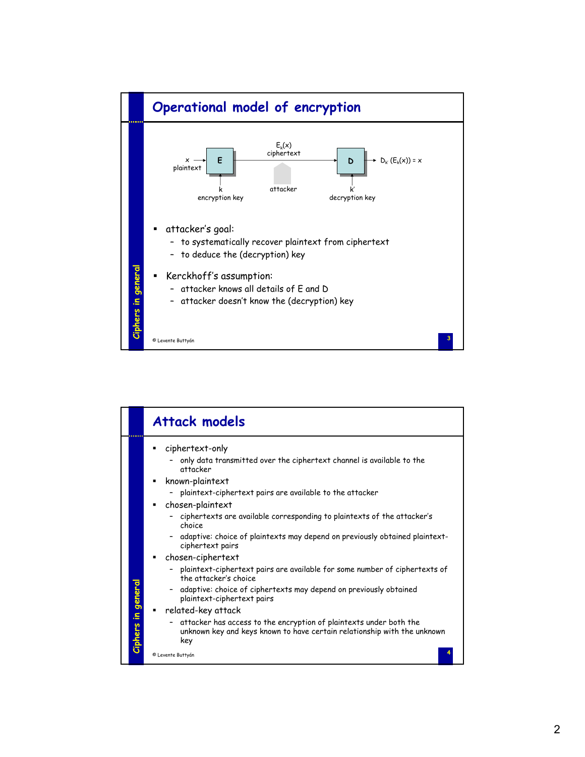## Operational model of encryption

x plaintext → **E** → $E_k(x)$ ciphertext → **D** → $D_{k'}(E_k(x)) = x$

k encryption key — attacker — k' decryption key

- attacker's goal:
  - to systematically recover plaintext from ciphertext
  - to deduce the (decryption) key
- Kerckhoff's assumption:
  - attacker knows all details of E and D
  - attacker doesn't know the (decryption) key

© Levente Buttyán

## Attack models

- ciphertext-only
  - only data transmitted over the ciphertext channel is available to the attacker
- known-plaintext
  - plaintext-ciphertext pairs are available to the attacker
- chosen-plaintext
  - ciphertexts are available corresponding to plaintexts of the attacker's choice
  - adaptive: choice of plaintexts may depend on previously obtained plaintext-ciphertext pairs
- chosen-ciphertext
  - plaintext-ciphertext pairs are available for some number of ciphertexts of the attacker's choice
  - adaptive: choice of ciphertexts may depend on previously obtained plaintext-ciphertext pairs
- related-key attack
  - attacker has access to the encryption of plaintexts under both the unknown key and keys known to have certain relationship with the unknown key

© Levente Buttyán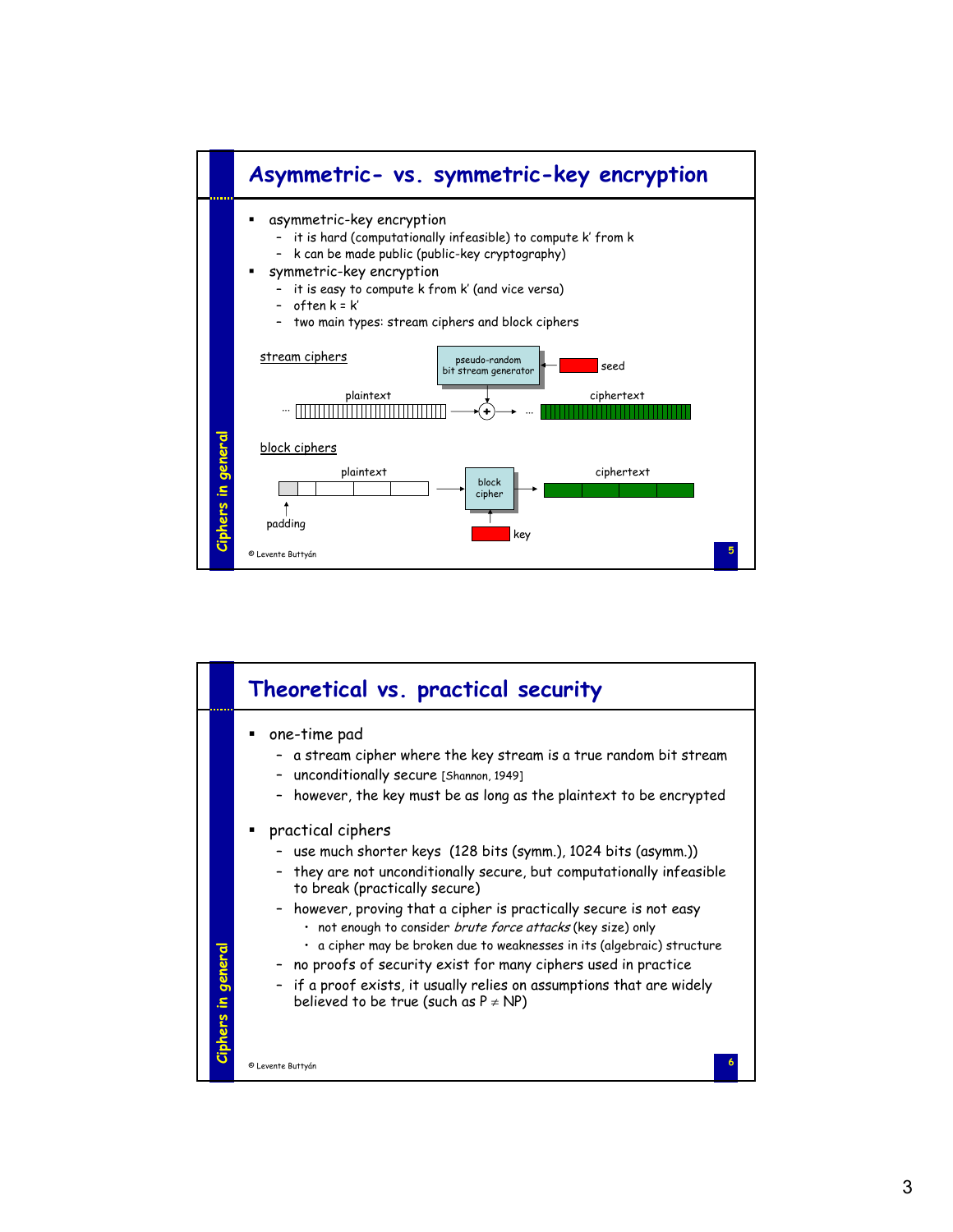## Asymmetric- vs. symmetric-key encryption

- asymmetric-key encryption
  - it is hard (computationally infeasible) to compute k' from k
  - k can be made public (public-key cryptography)
- symmetric-key encryption
  - it is easy to compute k from k' (and vice versa)
  - often k = k'
  - two main types: stream ciphers and block ciphers

stream ciphers

pseudo-random bit stream generator — seed

plaintext — ciphertext

block ciphers

plaintext — block cipher — ciphertext

padding — key

## Theoretical vs. practical security

- one-time pad
  - a stream cipher where the key stream is a true random bit stream
  - unconditionally secure [Shannon, 1949]
  - however, the key must be as long as the plaintext to be encrypted
- practical ciphers
  - use much shorter keys (128 bits (symm.), 1024 bits (asymm.))
  - they are not unconditionally secure, but computationally infeasible to break (practically secure)
  - however, proving that a cipher is practically secure is not easy
    - not enough to consider *brute force attacks* (key size) only
    - a cipher may be broken due to weaknesses in its (algebraic) structure
  - no proofs of security exist for many ciphers used in practice
  - if a proof exists, it usually relies on assumptions that are widely believed to be true (such as $P \neq NP$)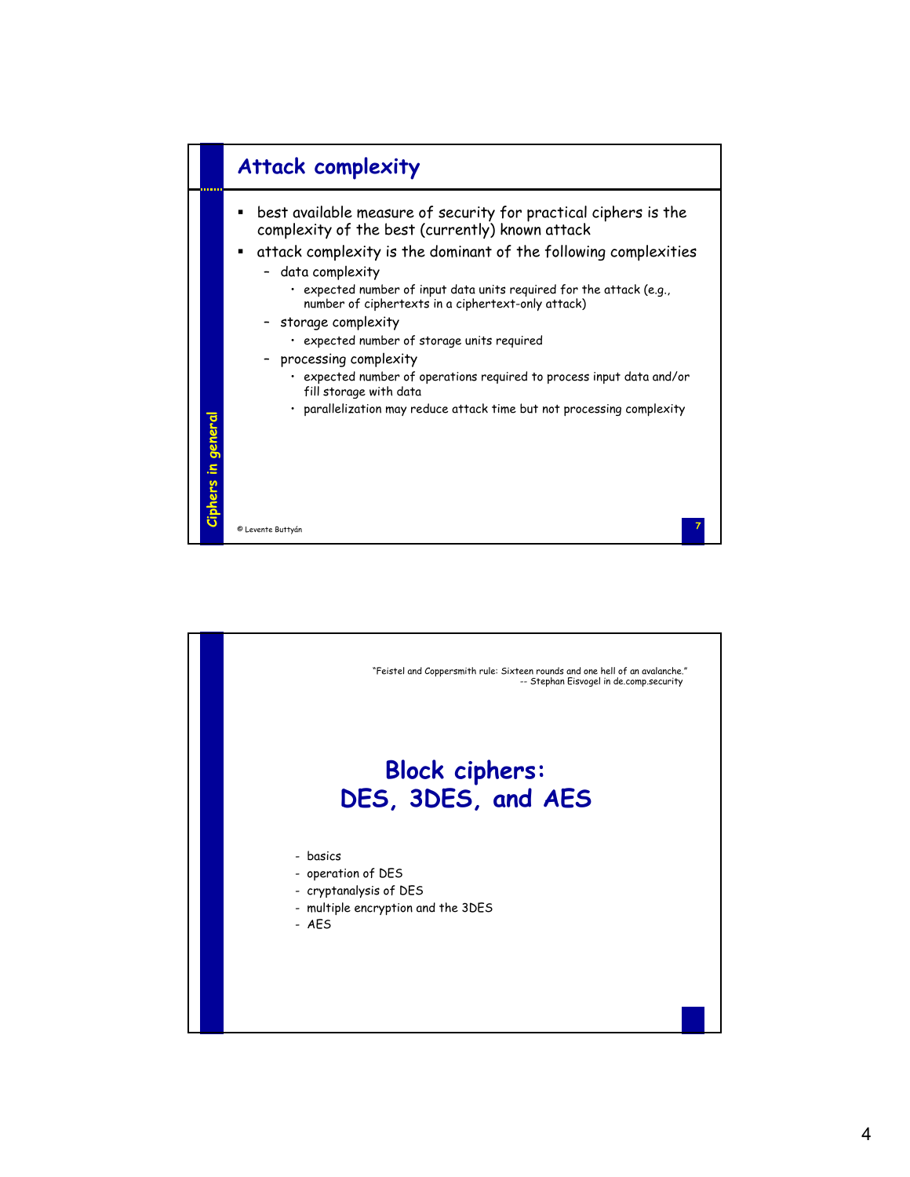## Attack complexity

- best available measure of security for practical ciphers is the complexity of the best (currently) known attack
- attack complexity is the dominant of the following complexities
  - data complexity
    - expected number of input data units required for the attack (e.g., number of ciphertexts in a ciphertext-only attack)
  - storage complexity
    - expected number of storage units required
  - processing complexity
    - expected number of operations required to process input data and/or fill storage with data
    - parallelization may reduce attack time but not processing complexity

"Feistel and Coppersmith rule: Sixteen rounds and one hell of an avalanche."
-- Stephan Eisvogel in de.comp.security

# Block ciphers: DES, 3DES, and AES

- basics
- operation of DES
- cryptanalysis of DES
- multiple encryption and the 3DES
- AES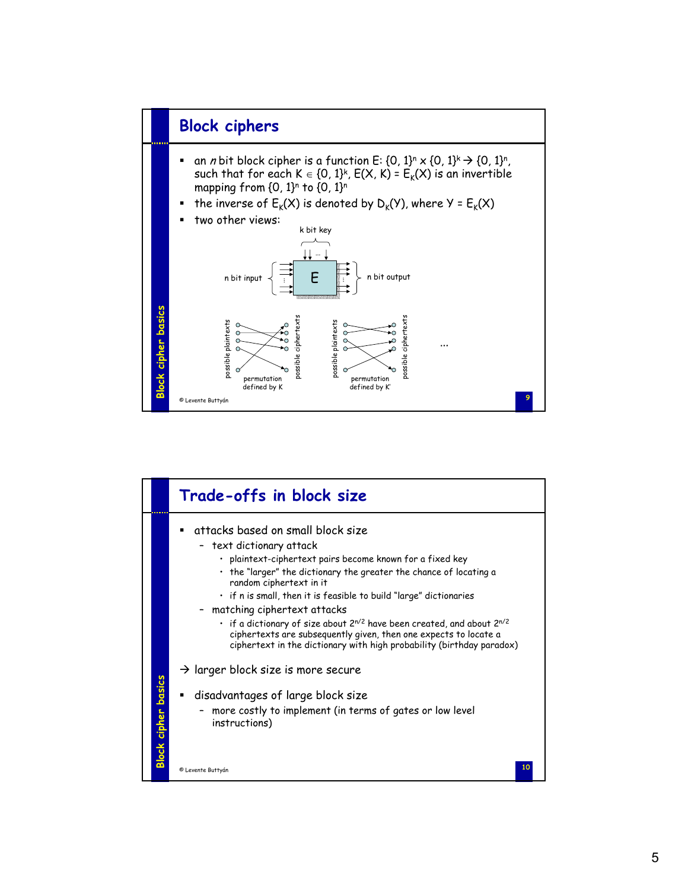## Block ciphers

- an *n* bit block cipher is a function $E: \{0, 1\}^n \times \{0, 1\}^k \rightarrow \{0, 1\}^n$, such that for each $K \in \{0, 1\}^k$, $E(X, K) = E_K(X)$ is an invertible mapping from $\{0, 1\}^n$ to $\{0, 1\}^n$
- the inverse of $E_K(X)$ is denoted by $D_K(Y)$, where $Y = E_K(X)$
- two other views:

k bit key

n bit input — E — n bit output

possible plaintexts — possible ciphertexts — permutation defined by K

possible plaintexts — possible ciphertexts — permutation defined by K'

...

## Trade-offs in block size

- attacks based on small block size
  - text dictionary attack
    - plaintext-ciphertext pairs become known for a fixed key
    - the "larger" the dictionary the greater the chance of locating a random ciphertext in it
    - if n is small, then it is feasible to build "large" dictionaries
  - matching ciphertext attacks
    - if a dictionary of size about $2^{n/2}$ have been created, and about $2^{n/2}$ ciphertexts are subsequently given, then one expects to locate a ciphertext in the dictionary with high probability (birthday paradox)

→ larger block size is more secure

- disadvantages of large block size
  - more costly to implement (in terms of gates or low level instructions)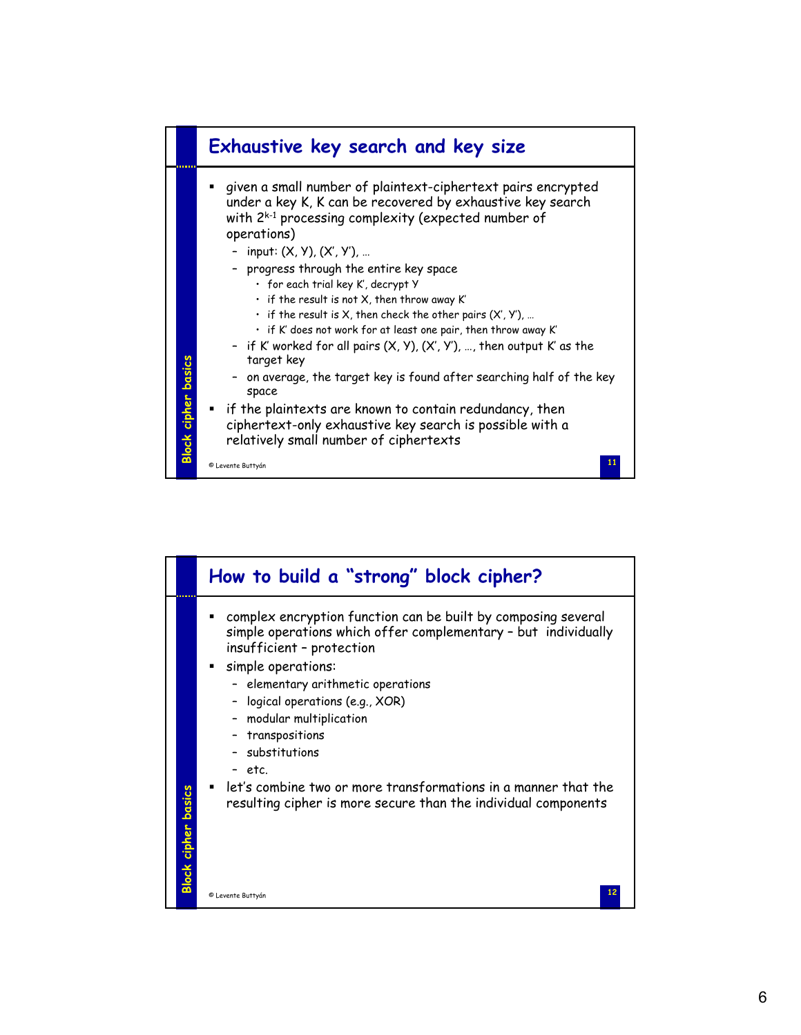## Exhaustive key search and key size

- given a small number of plaintext-ciphertext pairs encrypted under a key K, K can be recovered by exhaustive key search with $2^{k-1}$ processing complexity (expected number of operations)
  - input: (X, Y), (X', Y'), …
  - progress through the entire key space
    - for each trial key K', decrypt Y
    - if the result is not X, then throw away K'
    - if the result is X, then check the other pairs (X', Y'), …
    - if K' does not work for at least one pair, then throw away K'
  - if K' worked for all pairs (X, Y), (X', Y'), …, then output K' as the target key
  - on average, the target key is found after searching half of the key space
- if the plaintexts are known to contain redundancy, then ciphertext-only exhaustive key search is possible with a relatively small number of ciphertexts

## How to build a "strong" block cipher?

- complex encryption function can be built by composing several simple operations which offer complementary – but individually insufficient – protection
- simple operations:
  - elementary arithmetic operations
  - logical operations (e.g., XOR)
  - modular multiplication
  - transpositions
  - substitutions
  - etc.
- let's combine two or more transformations in a manner that the resulting cipher is more secure than the individual components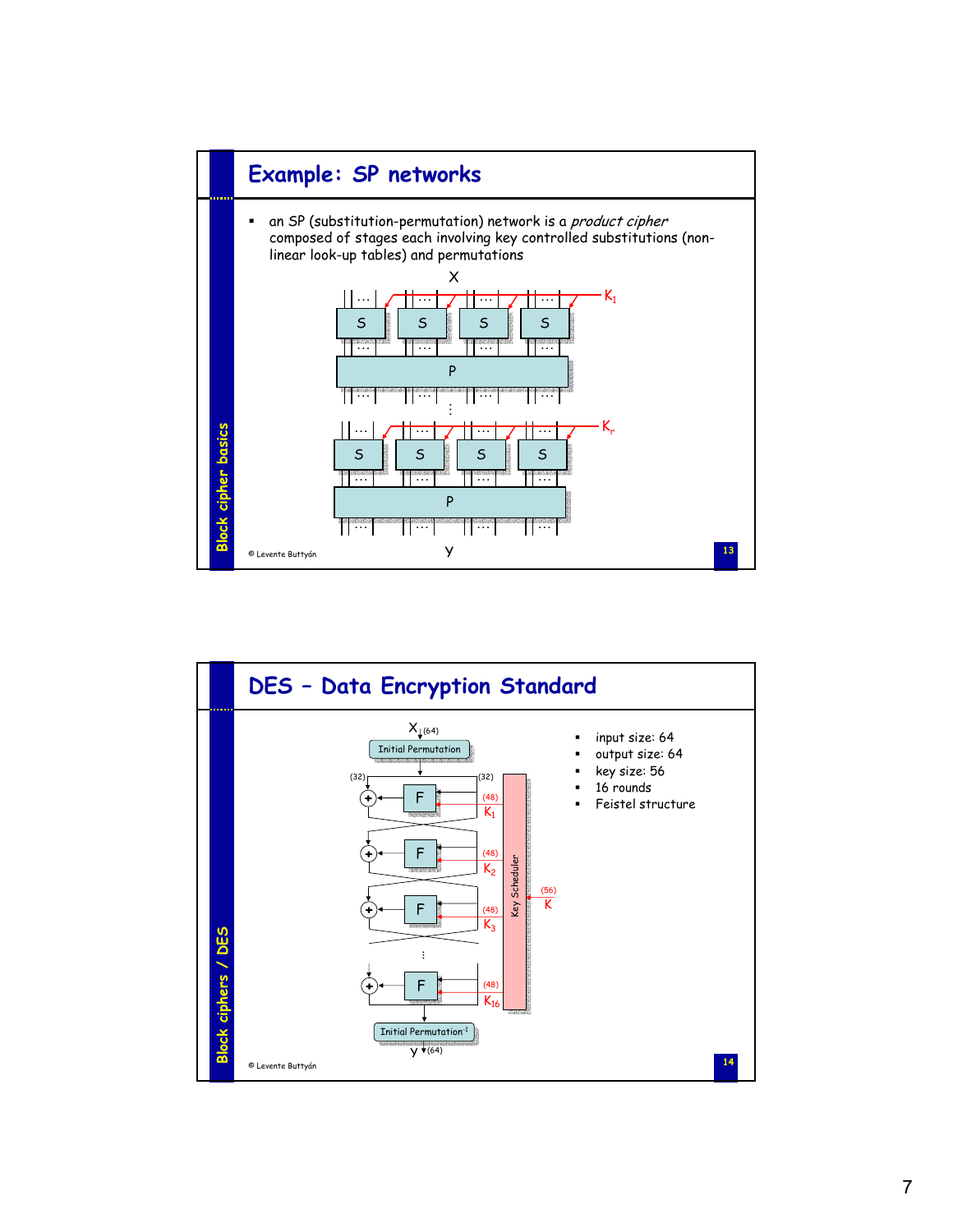## Example: SP networks

- an SP (substitution-permutation) network is a *product cipher* composed of stages each involving key controlled substitutions (non-linear look-up tables) and permutations

X

$K_1$

S S S S

P

$K_r$

S S S S

P

Y

© Levente Buttyán

*Block cipher basics*

## DES – Data Encryption Standard

- input size: 64
- output size: 64
- key size: 56
- 16 rounds
- Feistel structure

X (64)

Initial Permutation

(32) (32)

F (48) $K_1$

F (48) $K_2$

F (48) $K_3$

F (48) $K_{16}$

Key Scheduler (56) K

Initial Permutation$^{-1}$

Y (64)

© Levente Buttyán

*Block ciphers / DES*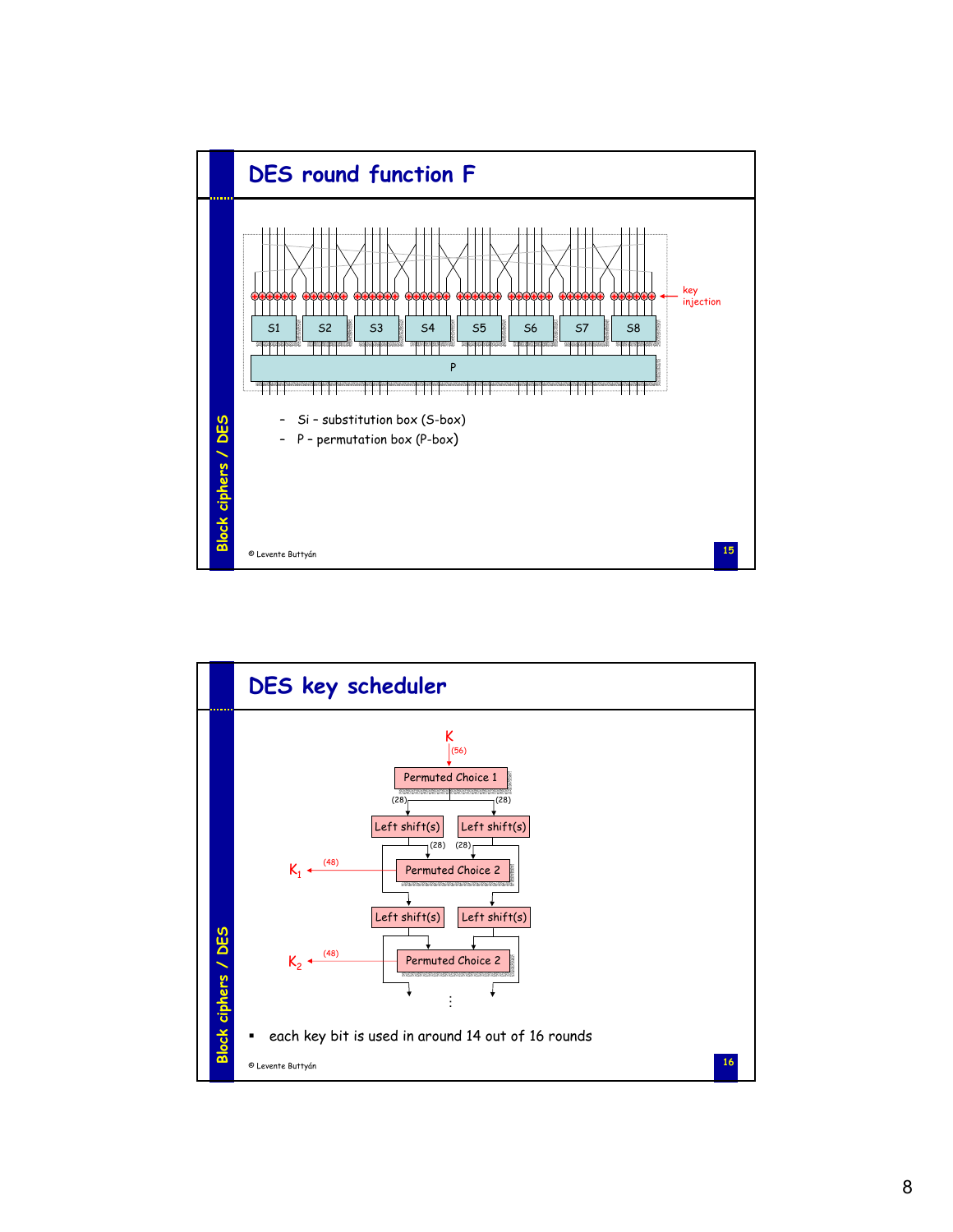## DES round function F

- Si – substitution box (S-box)
- P – permutation box (P-box)

## DES key scheduler

- each key bit is used in around 14 out of 16 rounds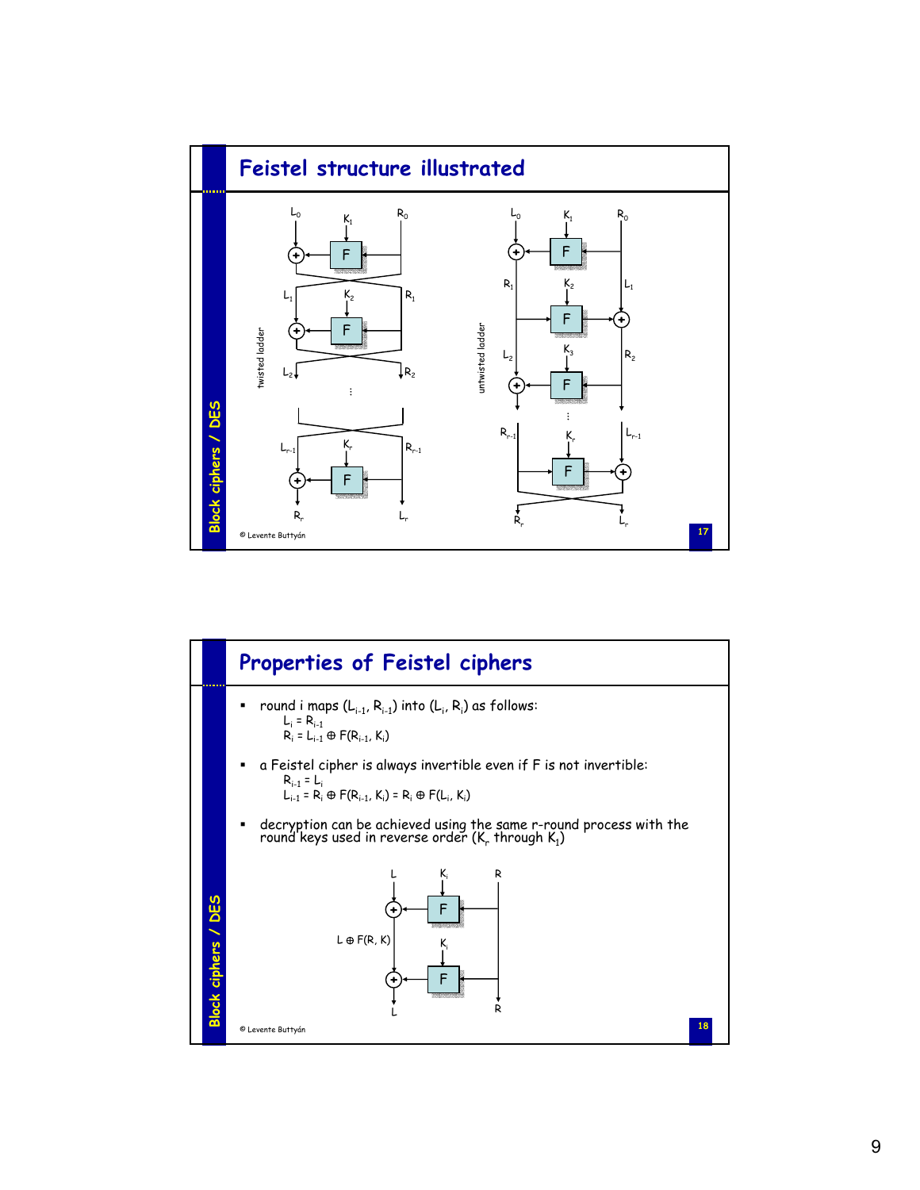## Feistel structure illustrated

## Properties of Feistel ciphers

- round i maps $(L_{i-1}, R_{i-1})$ into $(L_i, R_i)$ as follows:

  $L_i = R_{i-1}$

  $R_i = L_{i-1} \oplus F(R_{i-1}, K_i)$

- a Feistel cipher is always invertible even if F is not invertible:

  $R_{i-1} = L_i$

  $L_{i-1} = R_i \oplus F(R_{i-1}, K_i) = R_i \oplus F(L_i, K_i)$

- decryption can be achieved using the same r-round process with the round keys used in reverse order ($K_r$ through $K_1$)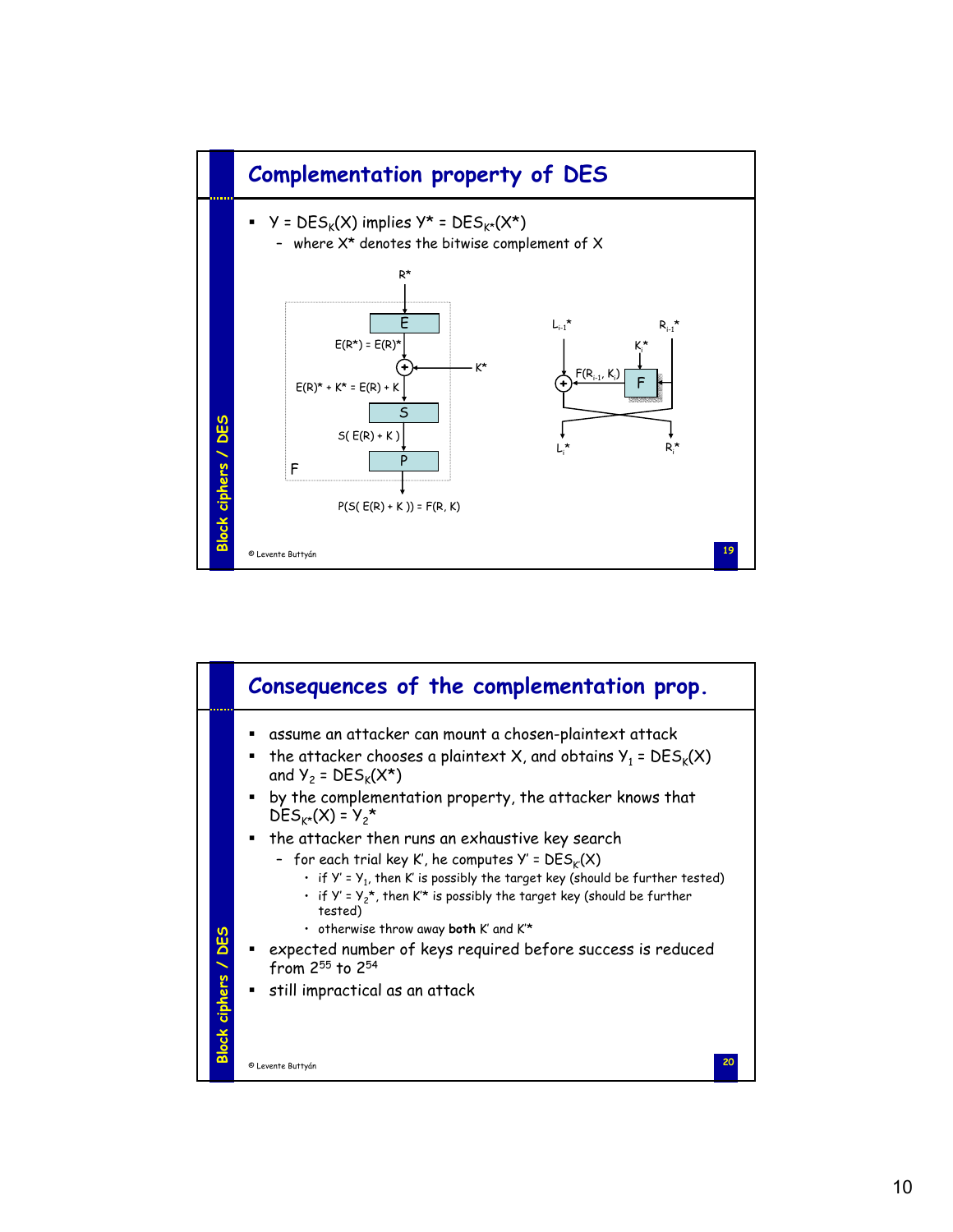## Complementation property of DES

- $Y = DES_K(X)$ implies $Y^* = DES_{K^*}(X^*)$
  - where $X^*$ denotes the bitwise complement of $X$

$R^*$

E

$E(R^*) = E(R)^*$

$K^*$

$E(R)^* + K^* = E(R) + K$

S

$S( E(R) + K )$

P

F

$P(S( E(R) + K )) = F(R, K)$

$L_{i-1}^*$ $R_{i-1}^*$

$K_i^*$

$F(R_{i-1}, K_i)$ F

$L_i^*$ $R_i^*$

## Consequences of the complementation prop.

- assume an attacker can mount a chosen-plaintext attack
- the attacker chooses a plaintext X, and obtains $Y_1 = DES_K(X)$ and $Y_2 = DES_K(X^*)$
- by the complementation property, the attacker knows that $DES_{K^*}(X) = Y_2^*$
- the attacker then runs an exhaustive key search
  - for each trial key K', he computes $Y' = DES_{K'}(X)$
    - if $Y' = Y_1$, then K' is possibly the target key (should be further tested)
    - if $Y' = Y_2^*$, then K'* is possibly the target key (should be further tested)
    - otherwise throw away **both** K' and K'*
- expected number of keys required before success is reduced from $2^{55}$ to $2^{54}$
- still impractical as an attack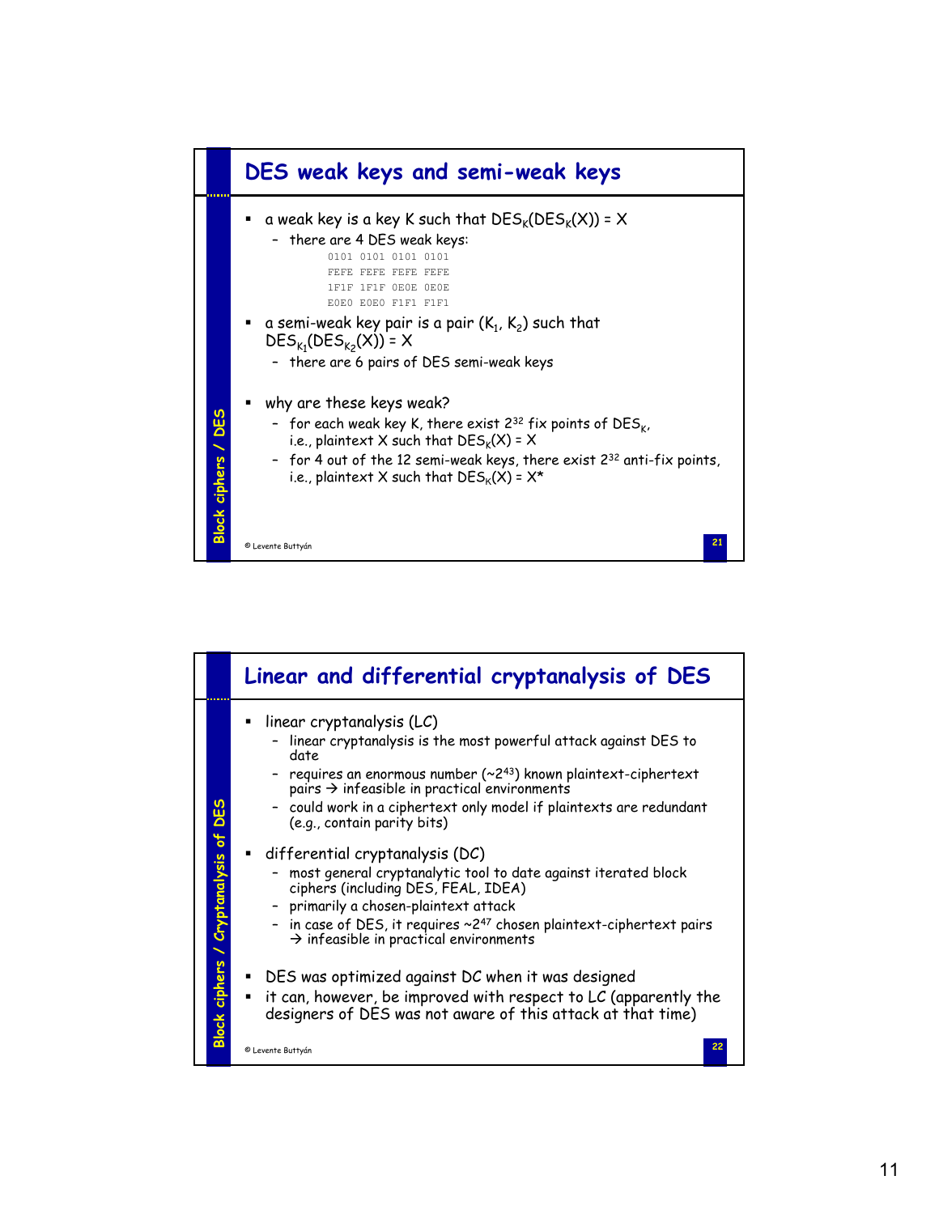## DES weak keys and semi-weak keys

- a weak key is a key K such that $DES_K(DES_K(X)) = X$
  - there are 4 DES weak keys:

```
0101 0101 0101 0101
FEFE FEFE FEFE FEFE
1F1F 1F1F 0E0E 0E0E
E0E0 E0E0 F1F1 F1F1
```

- a semi-weak key pair is a pair $(K_1, K_2)$ such that $DES_{K_1}(DES_{K_2}(X)) = X$
  - there are 6 pairs of DES semi-weak keys
- why are these keys weak?
  - for each weak key K, there exist $2^{32}$ fix points of $DES_K$, i.e., plaintext X such that $DES_K(X) = X$
  - for 4 out of the 12 semi-weak keys, there exist $2^{32}$ anti-fix points, i.e., plaintext X such that $DES_K(X) = X^*$

© Levente Buttyán

## Linear and differential cryptanalysis of DES

- linear cryptanalysis (LC)
  - linear cryptanalysis is the most powerful attack against DES to date
  - requires an enormous number ($\sim 2^{43}$) known plaintext-ciphertext pairs → infeasible in practical environments
  - could work in a ciphertext only model if plaintexts are redundant (e.g., contain parity bits)
- differential cryptanalysis (DC)
  - most general cryptanalytic tool to date against iterated block ciphers (including DES, FEAL, IDEA)
  - primarily a chosen-plaintext attack
  - in case of DES, it requires $\sim 2^{47}$ chosen plaintext-ciphertext pairs → infeasible in practical environments
- DES was optimized against DC when it was designed
- it can, however, be improved with respect to LC (apparently the designers of DES was not aware of this attack at that time)

© Levente Buttyán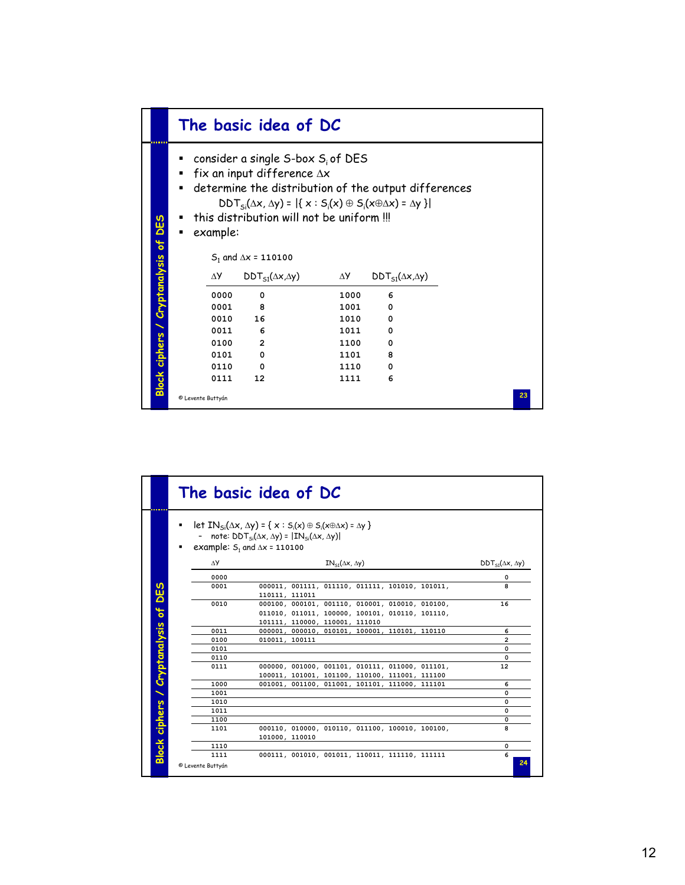## The basic idea of DC

- consider a single S-box $S_i$ of DES
- fix an input difference $\Delta x$
- determine the distribution of the output differences

$$DDT_{Si}(\Delta x, \Delta y) = |\{ x : S_i(x) \oplus S_i(x \oplus \Delta x) = \Delta y \}|$$

- this distribution will not be uniform !!!
- example:

$S_1$ and $\Delta x$ = 110100

| $\Delta y$ | $DDT_{S1}(\Delta x,\Delta y)$ | $\Delta y$ | $DDT_{S1}(\Delta x,\Delta y)$ |
|---|---|---|---|
| 0000 | 0 | 1000 | 6 |
| 0001 | 8 | 1001 | 0 |
| 0010 | 16 | 1010 | 0 |
| 0011 | 6 | 1011 | 0 |
| 0100 | 2 | 1100 | 0 |
| 0101 | 0 | 1101 | 8 |
| 0110 | 0 | 1110 | 0 |
| 0111 | 12 | 1111 | 6 |

© Levente Buttyán

## The basic idea of DC

- let $IN_{Si}(\Delta x, \Delta y) = \{ x : S_i(x) \oplus S_i(x \oplus \Delta x) = \Delta y \}$
  - note: $DDT_{Si}(\Delta x, \Delta y) = |IN_{Si}(\Delta x, \Delta y)|$
- example: $S_1$ and $\Delta x$ = 110100

| $\Delta y$ | $IN_{S1}(\Delta x, \Delta y)$ | $DDT_{S1}(\Delta x, \Delta y)$ |
|---|---|---|
| 0000 | | 0 |
| 0001 | 000011, 001111, 011110, 011111, 101010, 101011, 110111, 111011 | 8 |
| 0010 | 000100, 000101, 001110, 010001, 010010, 010100, 011010, 011011, 100000, 100101, 010110, 101110, 101111, 110000, 110001, 111010 | 16 |
| 0011 | 000001, 000010, 010101, 100001, 110101, 110110 | 6 |
| 0100 | 010011, 100111 | 2 |
| 0101 | | 0 |
| 0110 | | 0 |
| 0111 | 000000, 001000, 001101, 010111, 011000, 011101, 100011, 101001, 101100, 110100, 111001, 111100 | 12 |
| 1000 | 001001, 001100, 011001, 101101, 111000, 111101 | 6 |
| 1001 | | 0 |
| 1010 | | 0 |
| 1011 | | 0 |
| 1100 | | 0 |
| 1101 | 000110, 010000, 010110, 011100, 100010, 100100, 101000, 110010 | 8 |
| 1110 | | 0 |
| 1111 | 000111, 001010, 001011, 110011, 111110, 111111 | 6 |

© Levente Buttyán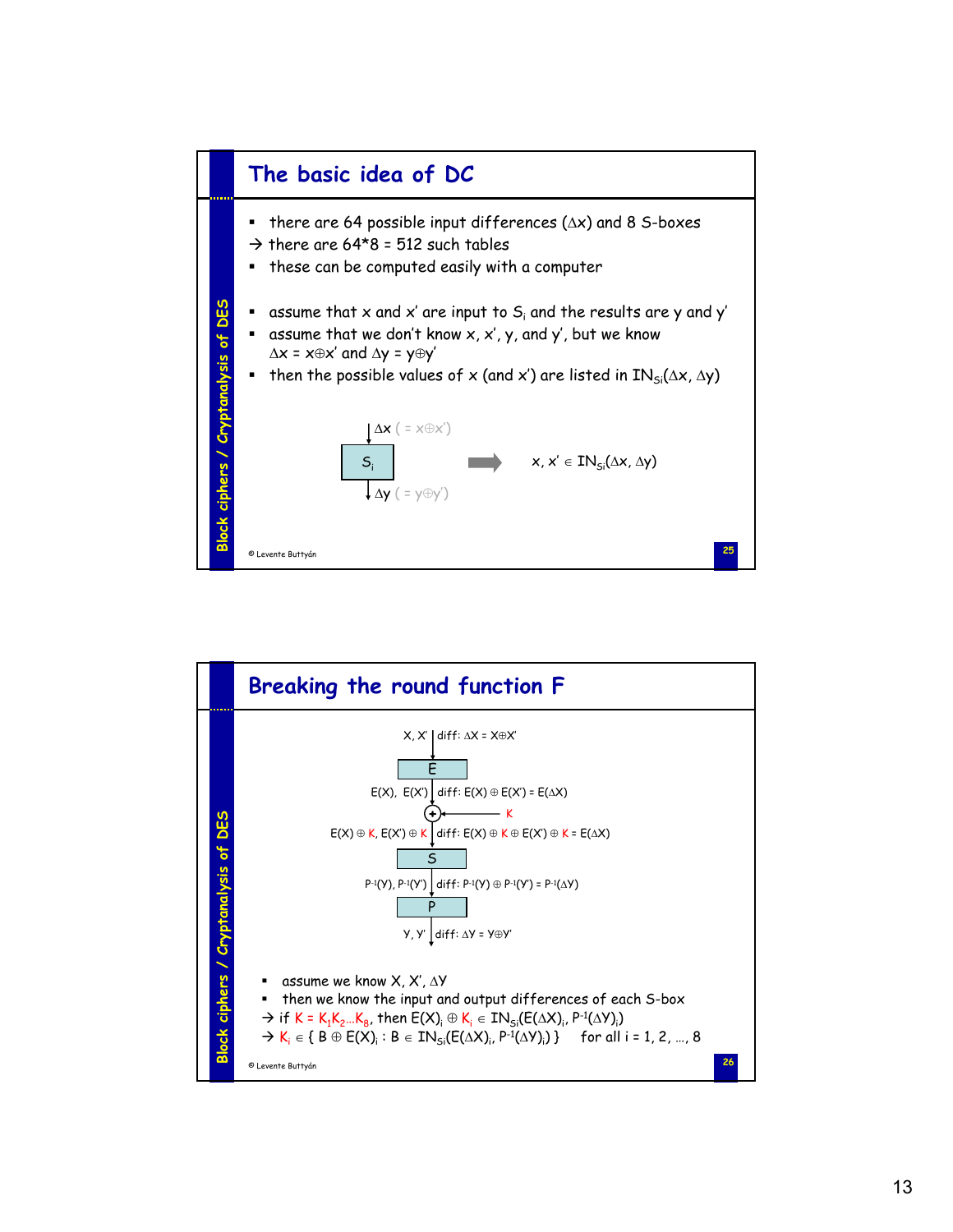## The basic idea of DC

- there are 64 possible input differences ($\Delta x$) and 8 S-boxes

→ there are 64*8 = 512 such tables

- these can be computed easily with a computer

- assume that x and x' are input to $S_i$ and the results are y and y'
- assume that we don't know x, x', y, and y', but we know $\Delta x = x \oplus x'$ and $\Delta y = y \oplus y'$
- then the possible values of x (and x') are listed in $IN_{Si}(\Delta x, \Delta y)$

$\Delta x$ ( = $x \oplus x'$)

$S_i$ ⟹ $x, x' \in IN_{Si}(\Delta x, \Delta y)$

$\Delta y$ ( = $y \oplus y'$)

## Breaking the round function F

X, X' | diff: $\Delta X = X \oplus X'$

E

E(X), E(X') | diff: $E(X) \oplus E(X') = E(\Delta X)$

⊕ ← K

$E(X) \oplus K$, $E(X') \oplus K$ | diff: $E(X) \oplus K \oplus E(X') \oplus K = E(\Delta X)$

S

$P^{-1}(Y)$, $P^{-1}(Y')$ | diff: $P^{-1}(Y) \oplus P^{-1}(Y') = P^{-1}(\Delta Y)$

P

Y, Y' | diff: $\Delta Y = Y \oplus Y'$

- assume we know X, X', $\Delta Y$
- then we know the input and output differences of each S-box

→ if $K = K_1K_2 \dots K_8$, then $E(X)_i \oplus K_i \in IN_{Si}(E(\Delta X)_i, P^{-1}(\Delta Y)_i)$

→ $K_i \in \{ B \oplus E(X)_i : B \in IN_{Si}(E(\Delta X)_i, P^{-1}(\Delta Y)_i) \}$ for all i = 1, 2, …, 8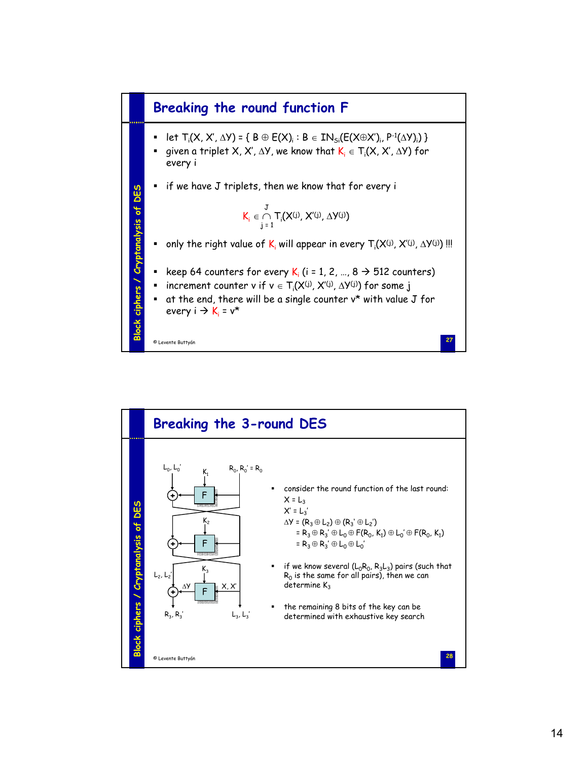## Breaking the round function F

- let $T_i(X, X', \Delta Y) = \{ B \oplus E(X)_i : B \in IN_{Si}(E(X \oplus X')_i, P^{-1}(\Delta Y)_i) \}$
- given a triplet $X, X', \Delta Y$, we know that $K_i \in T_i(X, X', \Delta Y)$ for every i
- if we have J triplets, then we know that for every i

$$K_i \in \bigcap_{j=1}^{J} T_i(X^{(j)}, X'^{(j)}, \Delta Y^{(j)})$$

- only the right value of $K_i$ will appear in every $T_i(X^{(j)}, X'^{(j)}, \Delta Y^{(j)})$ !!!
- keep 64 counters for every $K_i$ (i = 1, 2, …, 8 → 512 counters)
- increment counter v if $v \in T_i(X^{(j)}, X'^{(j)}, \Delta Y^{(j)})$ for some j
- at the end, there will be a single counter v* with value J for every i → $K_i$ = v*

## Breaking the 3-round DES

(Diagram: three-round Feistel structure with inputs $L_0, L_0'$ and $R_0, R_0' = R_0$; round keys $K_1$, $K_2$, $K_3$ into F; $L_2, L_2'$; last round F input X, X′ and output $\Delta Y$; outputs $R_3, R_3'$ and $L_3, L_3'$.)

- consider the round function of the last round:
  $X = L_3$
  $X' = L_3'$
  $\Delta Y = (R_3 \oplus L_2) \oplus (R_3' \oplus L_2')$
  $= R_3 \oplus R_3' \oplus L_0 \oplus F(R_0, K_1) \oplus L_0' \oplus F(R_0, K_1)$
  $= R_3 \oplus R_3' \oplus L_0 \oplus L_0'$
- if we know several $(L_0R_0, R_3L_3)$ pairs (such that $R_0$ is the same for all pairs), then we can determine $K_3$
- the remaining 8 bits of the key can be determined with exhaustive key search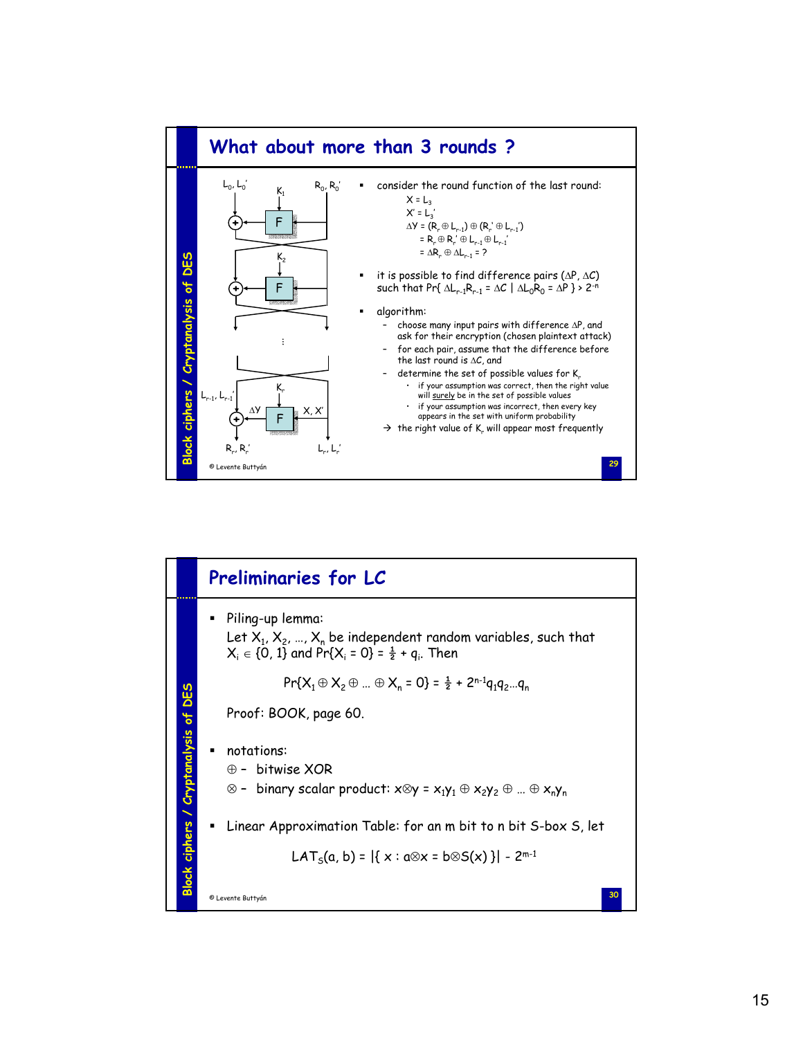## What about more than 3 rounds ?

- consider the round function of the last round:

  $X = L_3$

  $X' = L_3'$

  $\Delta Y = (R_r \oplus L_{r-1}) \oplus (R_r' \oplus L_{r-1}')$

  $= R_r \oplus R_r' \oplus L_{r-1} \oplus L_{r-1}'$

  $= \Delta R_r \oplus \Delta L_{r-1} = ?$

- it is possible to find difference pairs $(\Delta P, \Delta C)$ such that $\Pr\{ \Delta L_{r-1}R_{r-1} = \Delta C \mid \Delta L_0 R_0 = \Delta P \} > 2^{-n}$

- algorithm:
  - choose many input pairs with difference $\Delta P$, and ask for their encryption (chosen plaintext attack)
  - for each pair, assume that the difference before the last round is $\Delta C$, and
  - determine the set of possible values for $K_r$
    - if your assumption was correct, then the right value will surely be in the set of possible values
    - if your assumption was incorrect, then every key appears in the set with uniform probability
  
  → the right value of $K_r$ will appear most frequently

© Levente Buttyán

## Preliminaries for LC

- Piling-up lemma:

  Let $X_1, X_2, \ldots, X_n$ be independent random variables, such that $X_i \in \{0, 1\}$ and $\Pr\{X_i = 0\} = \frac{1}{2} + q_i$. Then

  $$\Pr\{X_1 \oplus X_2 \oplus \ldots \oplus X_n = 0\} = \tfrac{1}{2} + 2^{n-1} q_1 q_2 \ldots q_n$$

  Proof: BOOK, page 60.

- notations:

  $\oplus$ – bitwise XOR

  $\otimes$ – binary scalar product: $x \otimes y = x_1 y_1 \oplus x_2 y_2 \oplus \ldots \oplus x_n y_n$

- Linear Approximation Table: for an m bit to n bit S-box S, let

  $$LAT_S(a, b) = |\{ x : a \otimes x = b \otimes S(x) \}| - 2^{m-1}$$

© Levente Buttyán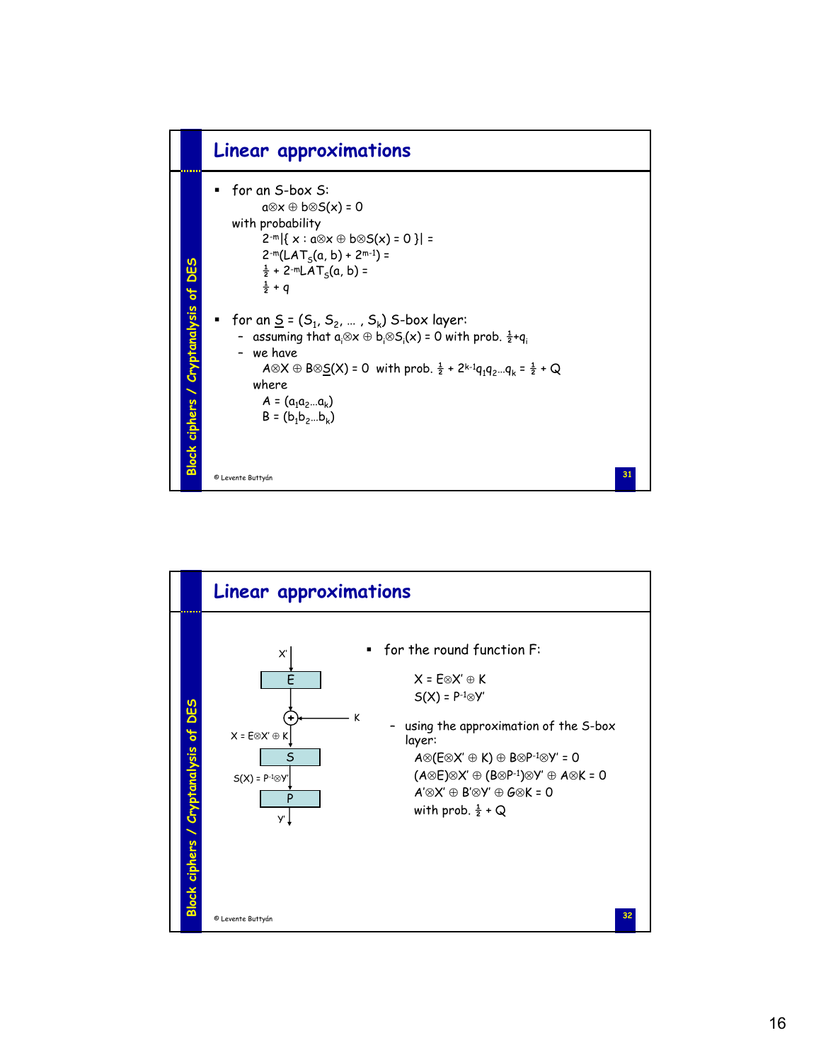## Linear approximations

- for an S-box S:

  $a \otimes x \oplus b \otimes S(x) = 0$

  with probability

  $2^{-m}|\{ x : a \otimes x \oplus b \otimes S(x) = 0 \}| =$

  $2^{-m}(LAT_S(a, b) + 2^{m-1}) =$

  $\frac{1}{2} + 2^{-m} LAT_S(a, b) =$

  $\frac{1}{2} + q$

- for an $\underline{S} = (S_1, S_2, \dots, S_k)$ S-box layer:
  - assuming that $a_i \otimes x \oplus b_i \otimes S_i(x) = 0$ with prob. $\frac{1}{2} + q_i$
  - we have

    $A \otimes X \oplus B \otimes \underline{S}(X) = 0$ with prob. $\frac{1}{2} + 2^{k-1} q_1 q_2 \dots q_k = \frac{1}{2} + Q$

    where

    $A = (a_1 a_2 \dots a_k)$

    $B = (b_1 b_2 \dots b_k)$

## Linear approximations

X' → E → ⊕ (K) → $X = E \otimes X' \oplus K$ → S → $S(X) = P^{-1} \otimes Y'$ → P → Y'

- for the round function F:

  $X = E \otimes X' \oplus K$

  $S(X) = P^{-1} \otimes Y'$

  - using the approximation of the S-box layer:

    $A \otimes (E \otimes X' \oplus K) \oplus B \otimes P^{-1} \otimes Y' = 0$

    $(A \otimes E) \otimes X' \oplus (B \otimes P^{-1}) \otimes Y' \oplus A \otimes K = 0$

    $A' \otimes X' \oplus B' \otimes Y' \oplus G \otimes K = 0$

    with prob. $\frac{1}{2} + Q$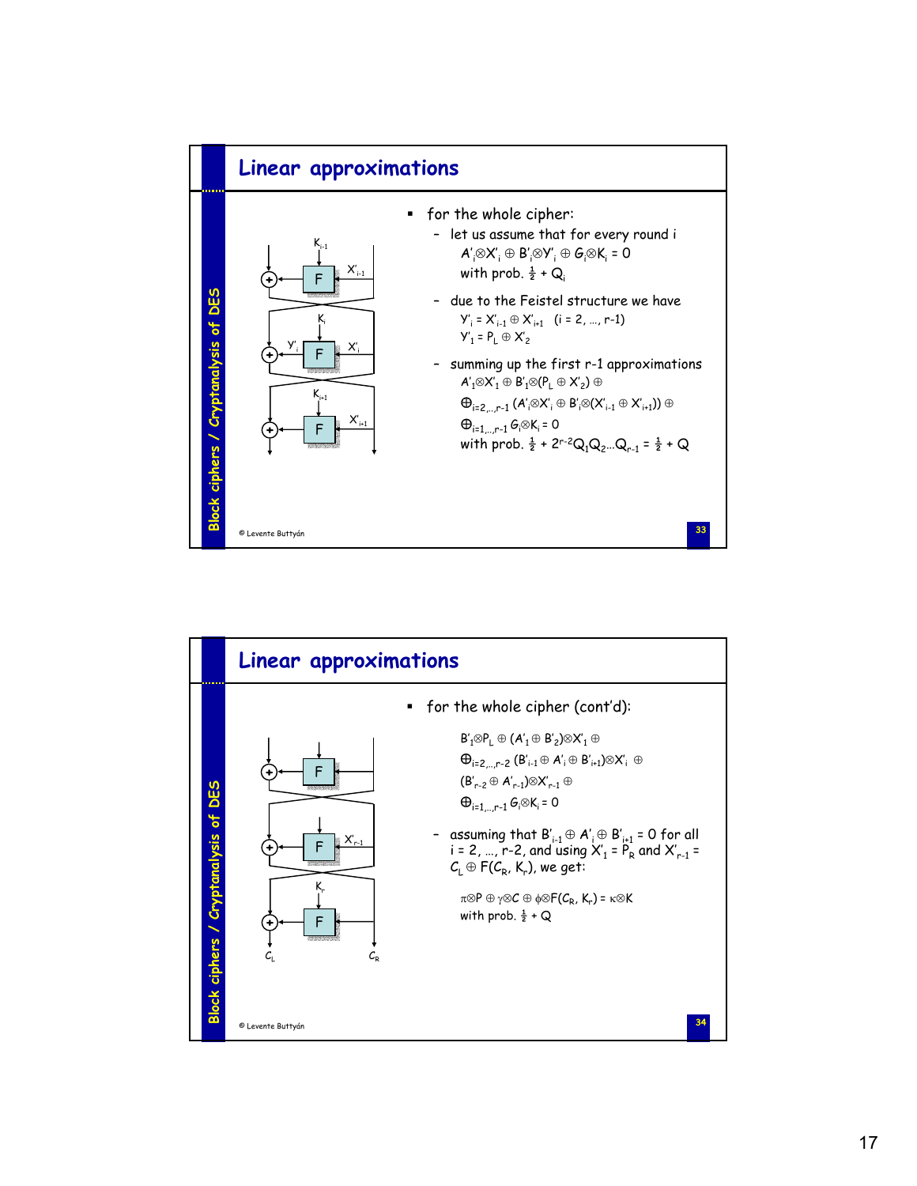## Linear approximations

- for the whole cipher:
  - let us assume that for every round i
    $A'_i \otimes X'_i \oplus B'_i \otimes Y'_i \oplus G_i \otimes K_i = 0$
    with prob. $\frac{1}{2} + Q_i$
  - due to the Feistel structure we have
    $Y'_i = X'_{i-1} \oplus X'_{i+1}$ (i = 2, …, r-1)
    $Y'_1 = P_L \oplus X'_2$
  - summing up the first r-1 approximations
    $A'_1 \otimes X'_1 \oplus B'_1 \otimes (P_L \oplus X'_2) \oplus$
    $\bigoplus_{i=2,\dots,r-1} (A'_i \otimes X'_i \oplus B'_i \otimes (X'_{i-1} \oplus X'_{i+1})) \oplus$
    $\bigoplus_{i=1,\dots,r-1} G_i \otimes K_i = 0$
    with prob. $\frac{1}{2} + 2^{r-2} Q_1 Q_2 \dots Q_{r-1} = \frac{1}{2} + Q$

## Linear approximations

- for the whole cipher (cont'd):

  $B'_1 \otimes P_L \oplus (A'_1 \oplus B'_2) \otimes X'_1 \oplus$
  $\bigoplus_{i=2,\dots,r-2} (B'_{i-1} \oplus A'_i \oplus B'_{i+1}) \otimes X'_i \oplus$
  $(B'_{r-2} \oplus A'_{r-1}) \otimes X'_{r-1} \oplus$
  $\bigoplus_{i=1,\dots,r-1} G_i \otimes K_i = 0$

  - assuming that $B'_{i-1} \oplus A'_i \oplus B'_{i+1} = 0$ for all i = 2, …, r-2, and using $X'_1 = P_R$ and $X'_{r-1} = C_L \oplus F(C_R, K_r)$, we get:

    $\pi \otimes P \oplus \gamma \otimes C \oplus \phi \otimes F(C_R, K_r) = \kappa \otimes K$
    with prob. $\frac{1}{2} + Q$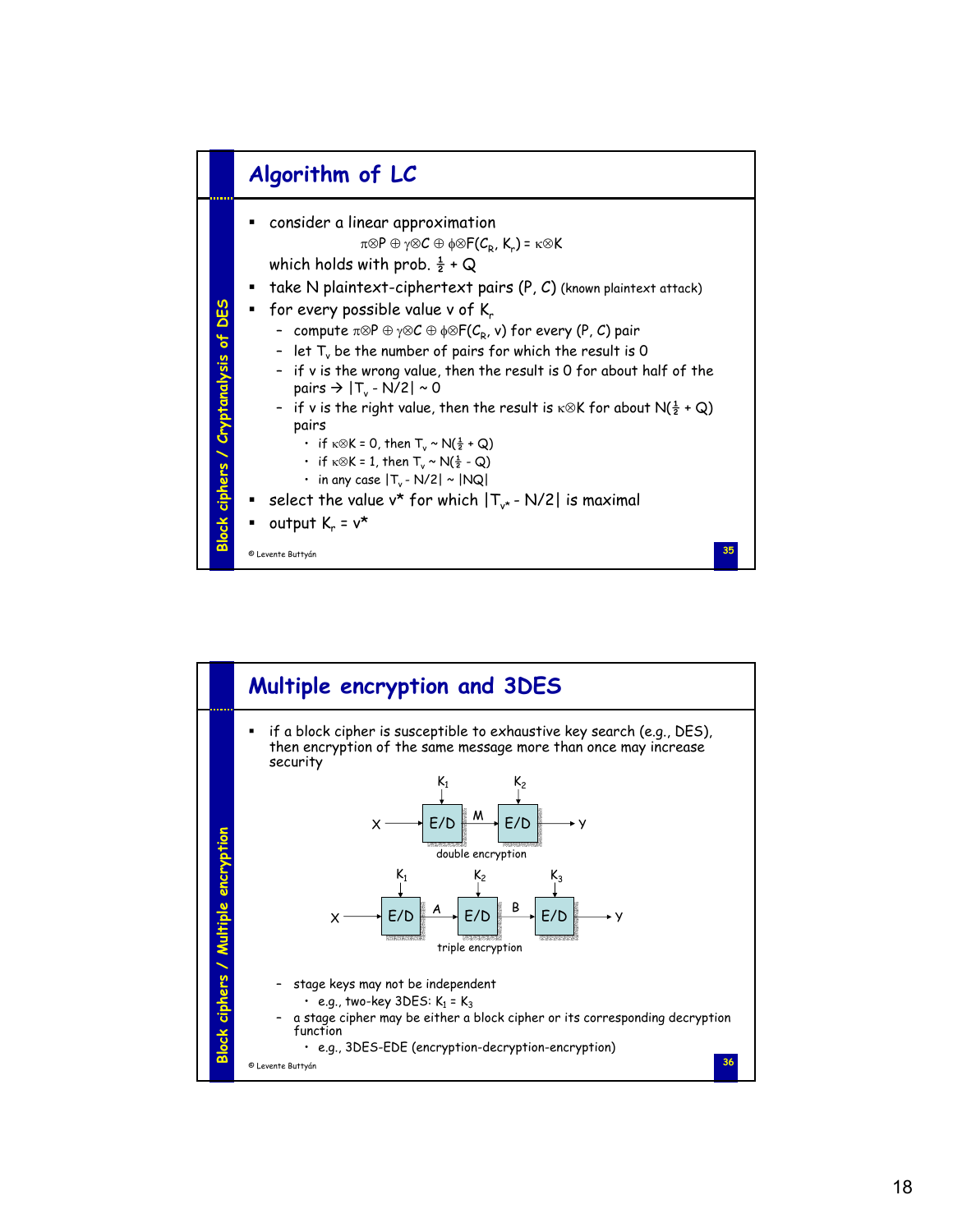## Algorithm of LC

- consider a linear approximation

  $$\pi \otimes P \oplus \gamma \otimes C \oplus \phi \otimes F(C_R, K_r) = \kappa \otimes K$$

  which holds with prob. $\frac{1}{2} + Q$
- take N plaintext-ciphertext pairs (P, C) (known plaintext attack)
- for every possible value v of $K_r$
  - compute $\pi \otimes P \oplus \gamma \otimes C \oplus \phi \otimes F(C_R, v)$ for every (P, C) pair
  - let $T_v$ be the number of pairs for which the result is 0
  - if v is the wrong value, then the result is 0 for about half of the pairs → $|T_v - N/2| \sim 0$
  - if v is the right value, then the result is $\kappa \otimes K$ for about $N(\frac{1}{2} + Q)$ pairs
    - if $\kappa \otimes K = 0$, then $T_v \sim N(\frac{1}{2} + Q)$
    - if $\kappa \otimes K = 1$, then $T_v \sim N(\frac{1}{2} - Q)$
    - in any case $|T_v - N/2| \sim |NQ|$
- select the value v* for which $|T_{v^*} - N/2|$ is maximal
- output $K_r = v^*$

© Levente Buttyán

## Multiple encryption and 3DES

- if a block cipher is susceptible to exhaustive key search (e.g., DES), then encryption of the same message more than once may increase security

X → E/D ($K_1$) → M → E/D ($K_2$) → Y

double encryption

X → E/D ($K_1$) → A → E/D ($K_2$) → B → E/D ($K_3$) → Y

triple encryption

  - stage keys may not be independent
    - e.g., two-key 3DES: $K_1 = K_3$
  - a stage cipher may be either a block cipher or its corresponding decryption function
    - e.g., 3DES-EDE (encryption-decryption-encryption)

© Levente Buttyán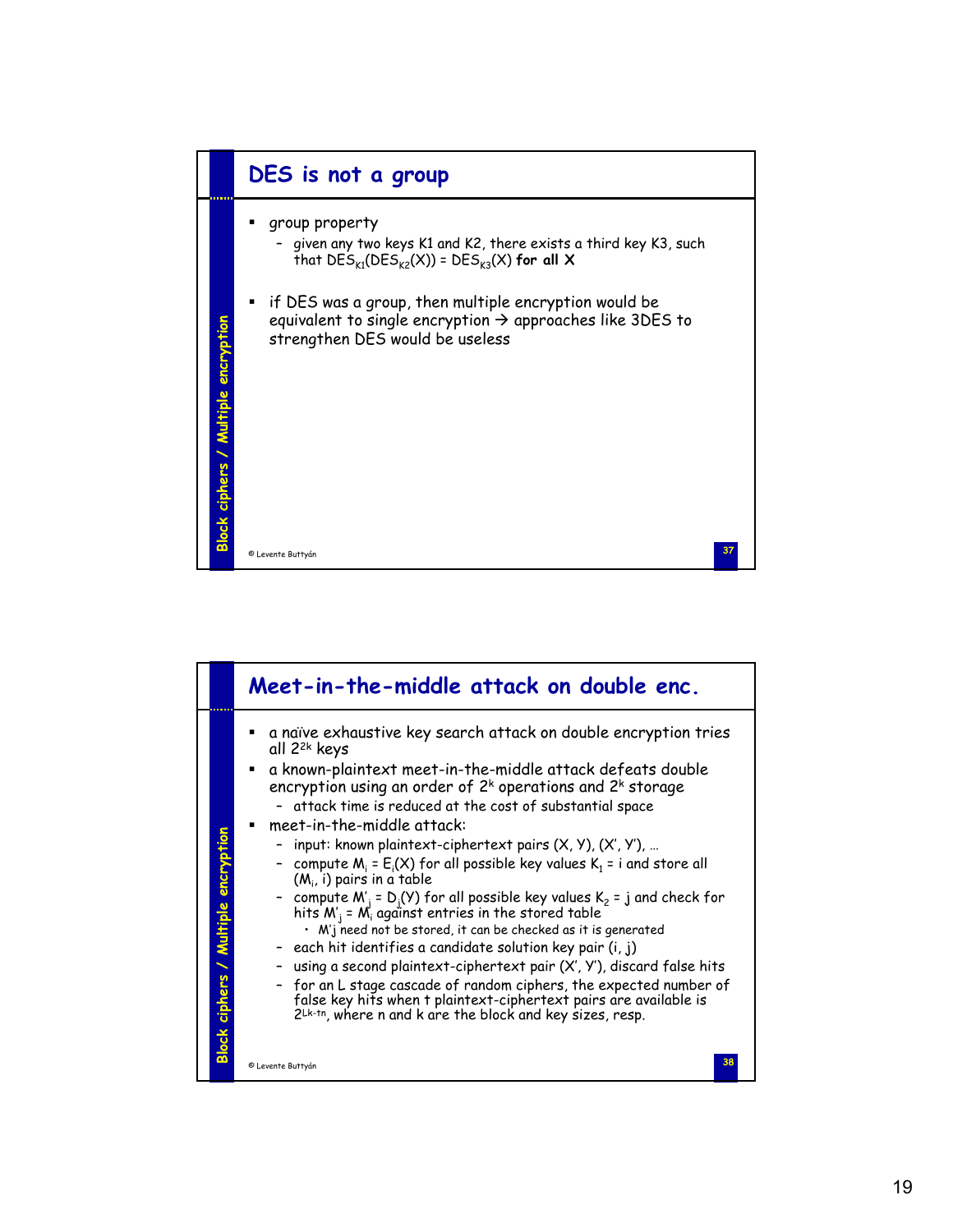## DES is not a group

- group property
  - given any two keys K1 and K2, there exists a third key K3, such that $DES_{K1}(DES_{K2}(X)) = DES_{K3}(X)$ **for all X**
- if DES was a group, then multiple encryption would be equivalent to single encryption → approaches like 3DES to strengthen DES would be useless

## Meet-in-the-middle attack on double enc.

- a naïve exhaustive key search attack on double encryption tries all $2^{2k}$ keys
- a known-plaintext meet-in-the-middle attack defeats double encryption using an order of $2^k$ operations and $2^k$ storage
  - attack time is reduced at the cost of substantial space
- meet-in-the-middle attack:
  - input: known plaintext-ciphertext pairs (X, Y), (X', Y'), …
  - compute $M_i = E_i(X)$ for all possible key values $K_1 = i$ and store all $(M_i, i)$ pairs in a table
  - compute $M'_j = D_j(Y)$ for all possible key values $K_2 = j$ and check for hits $M'_j = M_i$ against entries in the stored table
    - $M'_j$ need not be stored, it can be checked as it is generated
  - each hit identifies a candidate solution key pair (i, j)
  - using a second plaintext-ciphertext pair (X', Y'), discard false hits
  - for an L stage cascade of random ciphers, the expected number of false key hits when t plaintext-ciphertext pairs are available is $2^{Lk-tn}$, where n and k are the block and key sizes, resp.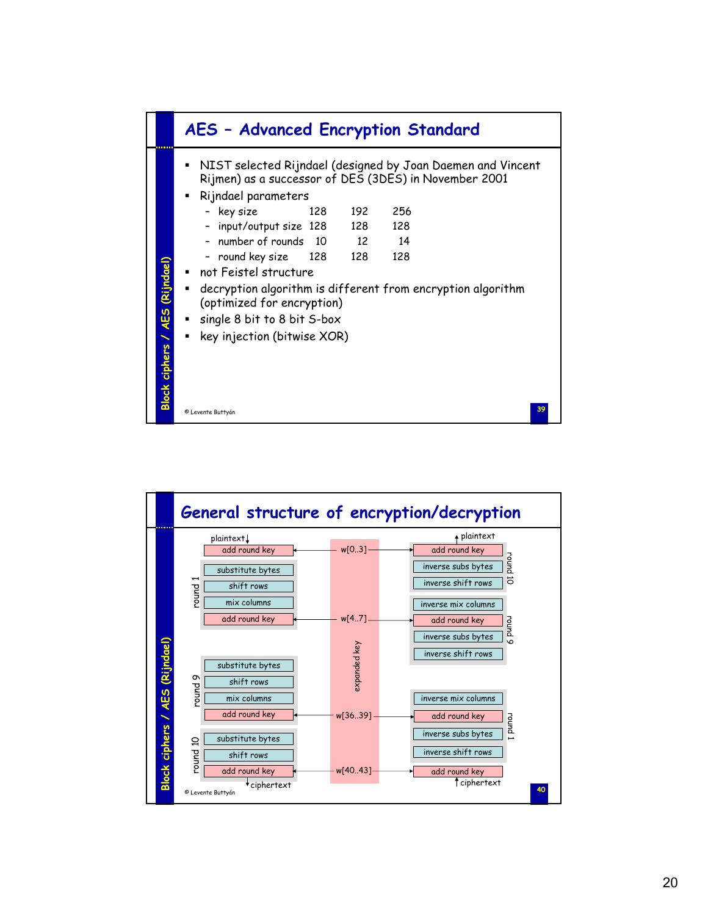## AES – Advanced Encryption Standard

- NIST selected Rijndael (designed by Joan Daemen and Vincent Rijmen) as a successor of DES (3DES) in November 2001
- Rijndael parameters

| | | | |
|---|---|---|---|
| – key size | 128 | 192 | 256 |
| – input/output size | 128 | 128 | 128 |
| – number of rounds | 10 | 12 | 14 |
| – round key size | 128 | 128 | 128 |

- not Feistel structure
- decryption algorithm is different from encryption algorithm (optimized for encryption)
- single 8 bit to 8 bit S-box
- key injection (bitwise XOR)

## General structure of encryption/decryption

**Encryption:**

plaintext
- add round key ← w[0..3]
- round 1: substitute bytes, shift rows, mix columns, add round key ← w[4..7]
- ...
- round 9: substitute bytes, shift rows, mix columns, add round key ← w[36..39]
- round 10: substitute bytes, shift rows, add round key ← w[40..43]

ciphertext

**Expanded key:** w[0..3], w[4..7], ..., w[36..39], w[40..43]

**Decryption:**

ciphertext
- add round key ← w[40..43]
- round 1: inverse shift rows, inverse subs bytes, add round key ← w[36..39], inverse mix columns
- ...
- round 9: inverse shift rows, inverse subs bytes, add round key ← w[4..7], inverse mix columns
- round 10: inverse shift rows, inverse subs bytes, add round key ← w[0..3]

plaintext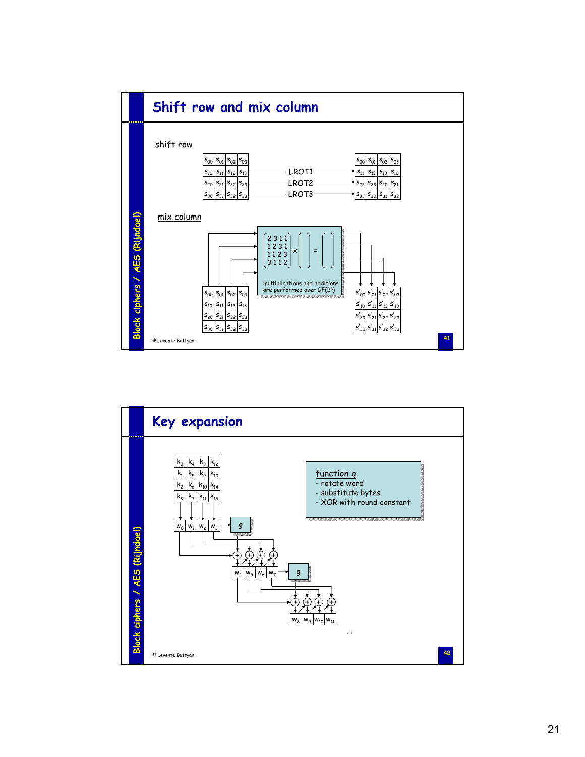## Shift row and mix column

shift row

| $s_{00}$ | $s_{01}$ | $s_{02}$ | $s_{03}$ |
|---|---|---|---|
| $s_{10}$ | $s_{11}$ | $s_{12}$ | $s_{13}$ |
| $s_{20}$ | $s_{21}$ | $s_{22}$ | $s_{23}$ |
| $s_{30}$ | $s_{31}$ | $s_{32}$ | $s_{33}$ |

Row 0: unchanged; Row 1: LROT1; Row 2: LROT2; Row 3: LROT3

| $s_{00}$ | $s_{01}$ | $s_{02}$ | $s_{03}$ |
|---|---|---|---|
| $s_{11}$ | $s_{12}$ | $s_{13}$ | $s_{10}$ |
| $s_{22}$ | $s_{23}$ | $s_{20}$ | $s_{21}$ |
| $s_{33}$ | $s_{30}$ | $s_{31}$ | $s_{32}$ |

mix column

$$\begin{pmatrix} 2 & 3 & 1 & 1 \\ 1 & 2 & 3 & 1 \\ 1 & 1 & 2 & 3 \\ 3 & 1 & 1 & 2 \end{pmatrix} \times \begin{pmatrix} s_{0j} \\ s_{1j} \\ s_{2j} \\ s_{3j} \end{pmatrix} = \begin{pmatrix} s'_{0j} \\ s'_{1j} \\ s'_{2j} \\ s'_{3j} \end{pmatrix}$$

multiplications and additions are performed over $GF(2^8)$

| $s_{00}$ | $s_{01}$ | $s_{02}$ | $s_{03}$ |
|---|---|---|---|
| $s_{10}$ | $s_{11}$ | $s_{12}$ | $s_{13}$ |
| $s_{20}$ | $s_{21}$ | $s_{22}$ | $s_{23}$ |
| $s_{30}$ | $s_{31}$ | $s_{32}$ | $s_{33}$ |

| $s'_{00}$ | $s'_{01}$ | $s'_{02}$ | $s'_{03}$ |
|---|---|---|---|
| $s'_{10}$ | $s'_{11}$ | $s'_{12}$ | $s'_{13}$ |
| $s'_{20}$ | $s'_{21}$ | $s'_{22}$ | $s'_{23}$ |
| $s'_{30}$ | $s'_{31}$ | $s'_{32}$ | $s'_{33}$ |

© Levente Buttyán

## Key expansion

| $k_0$ | $k_4$ | $k_8$ | $k_{12}$ |
|---|---|---|---|
| $k_1$ | $k_5$ | $k_9$ | $k_{13}$ |
| $k_2$ | $k_6$ | $k_{10}$ | $k_{14}$ |
| $k_3$ | $k_7$ | $k_{11}$ | $k_{15}$ |

$w_0\ w_1\ w_2\ w_3 \rightarrow$ g

$w_4\ w_5\ w_6\ w_7 \rightarrow$ g

$w_8\ w_9\ w_{10}\ w_{11}$

...

**function g**
- rotate word
- substitute bytes
- XOR with round constant

© Levente Buttyán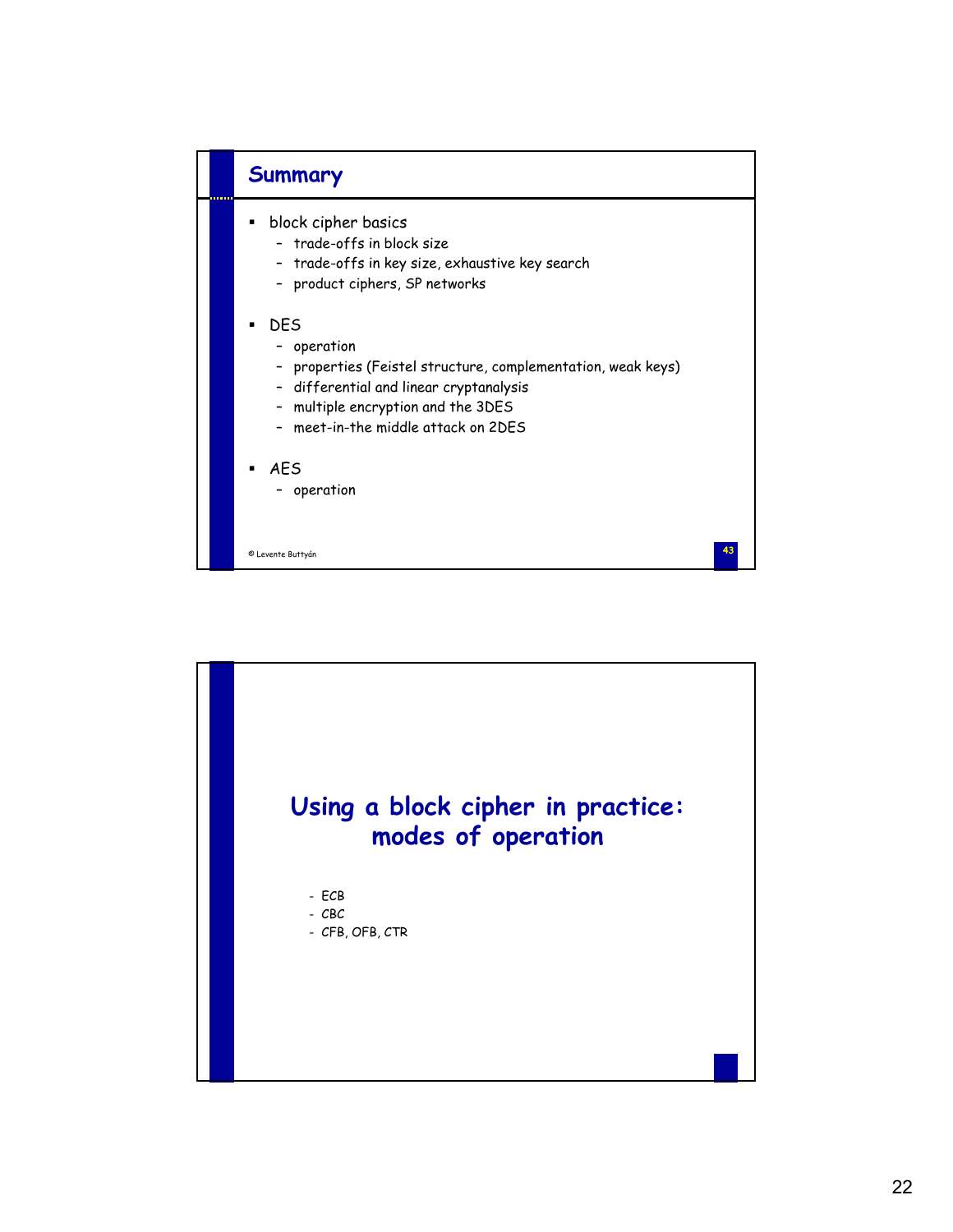## Summary

- block cipher basics
  - trade-offs in block size
  - trade-offs in key size, exhaustive key search
  - product ciphers, SP networks
- DES
  - operation
  - properties (Feistel structure, complementation, weak keys)
  - differential and linear cryptanalysis
  - multiple encryption and the 3DES
  - meet-in-the middle attack on 2DES
- AES
  - operation

© Levente Buttyán

# Using a block cipher in practice: modes of operation

- ECB
- CBC
- CFB, OFB, CTR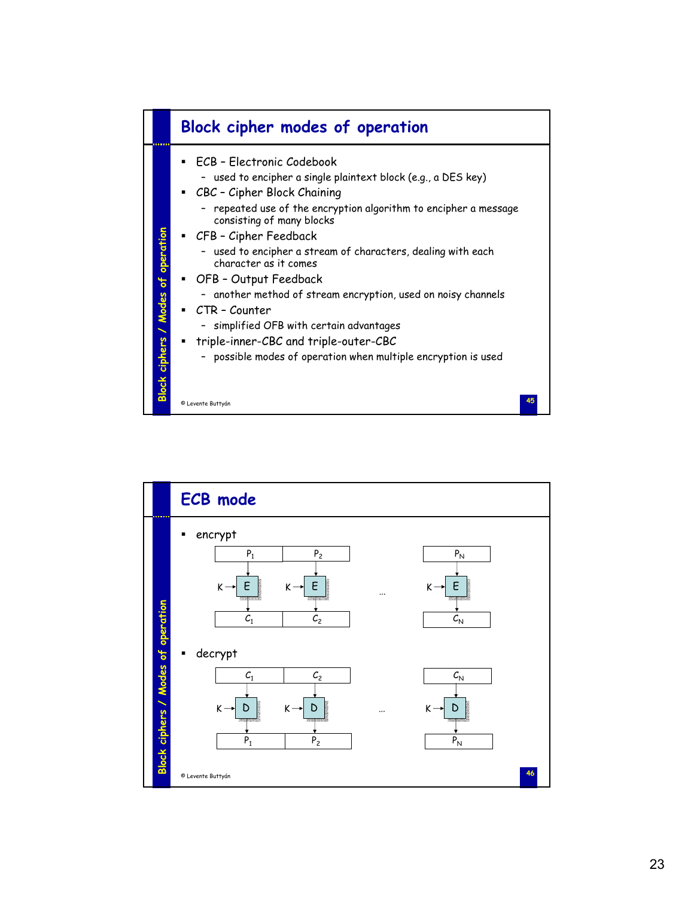# Block cipher modes of operation

- ECB – Electronic Codebook
  - used to encipher a single plaintext block (e.g., a DES key)
- CBC – Cipher Block Chaining
  - repeated use of the encryption algorithm to encipher a message consisting of many blocks
- CFB – Cipher Feedback
  - used to encipher a stream of characters, dealing with each character as it comes
- OFB – Output Feedback
  - another method of stream encryption, used on noisy channels
- CTR – Counter
  - simplified OFB with certain advantages
- triple-inner-CBC and triple-outer-CBC
  - possible modes of operation when multiple encryption is used

© Levente Buttyán

# ECB mode

- encrypt

$P_1$, $P_2$, …, $P_N$ → $K \rightarrow E$ → $C_1$, $C_2$, …, $C_N$

- decrypt

$C_1$, $C_2$, …, $C_N$ → $K \rightarrow D$ → $P_1$, $P_2$, …, $P_N$

© Levente Buttyán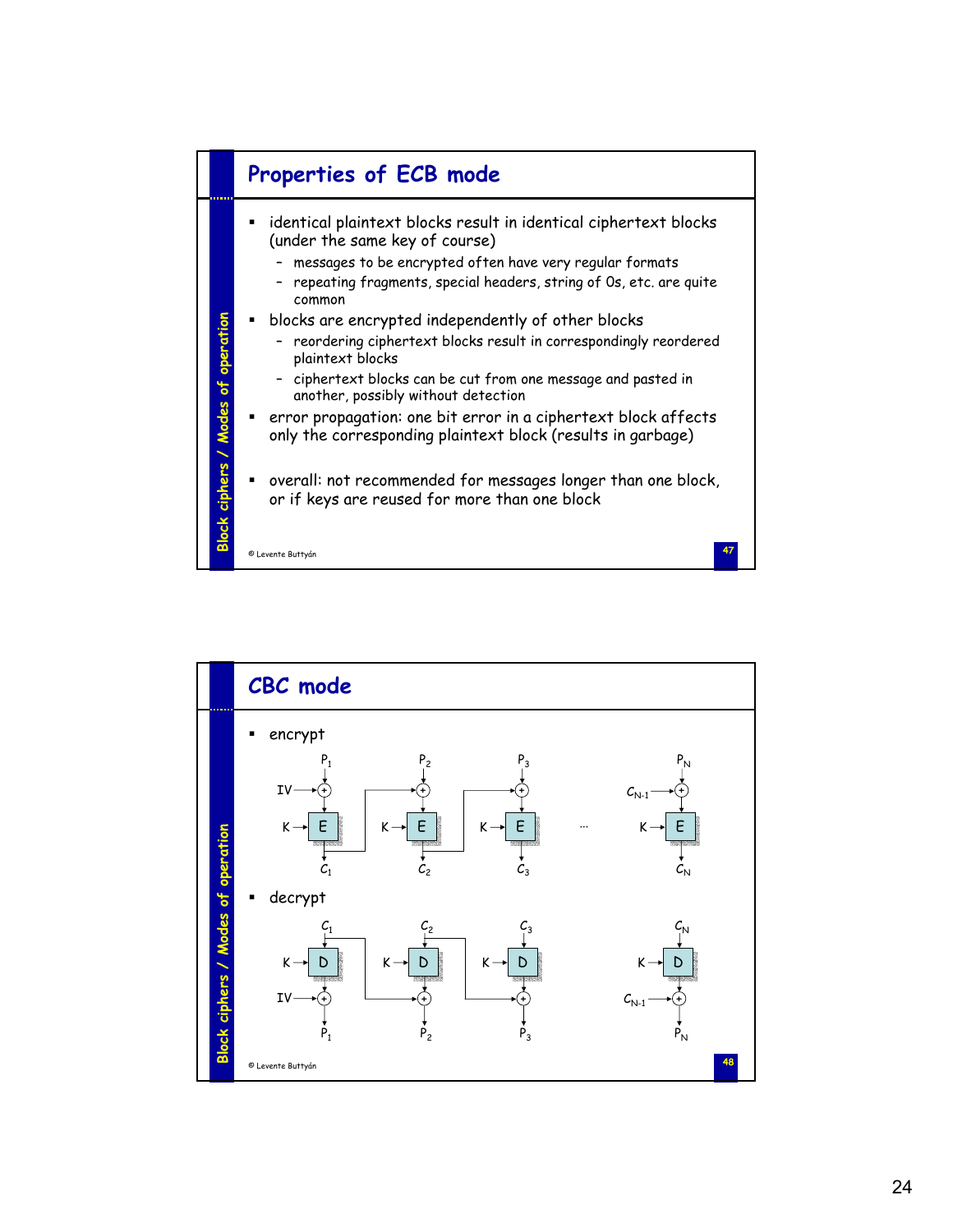## Properties of ECB mode

- identical plaintext blocks result in identical ciphertext blocks (under the same key of course)
  - messages to be encrypted often have very regular formats
  - repeating fragments, special headers, string of 0s, etc. are quite common
- blocks are encrypted independently of other blocks
  - reordering ciphertext blocks result in correspondingly reordered plaintext blocks
  - ciphertext blocks can be cut from one message and pasted in another, possibly without detection
- error propagation: one bit error in a ciphertext block affects only the corresponding plaintext block (results in garbage)
- overall: not recommended for messages longer than one block, or if keys are reused for more than one block

## CBC mode

- encrypt

$C_1 = E_K(P_1 \oplus IV)$, $C_2 = E_K(P_2 \oplus C_1)$, $C_3 = E_K(P_3 \oplus C_2)$, …, $C_N = E_K(P_N \oplus C_{N-1})$

- decrypt

$P_1 = D_K(C_1) \oplus IV$, $P_2 = D_K(C_2) \oplus C_1$, $P_3 = D_K(C_3) \oplus C_2$, …, $P_N = D_K(C_N) \oplus C_{N-1}$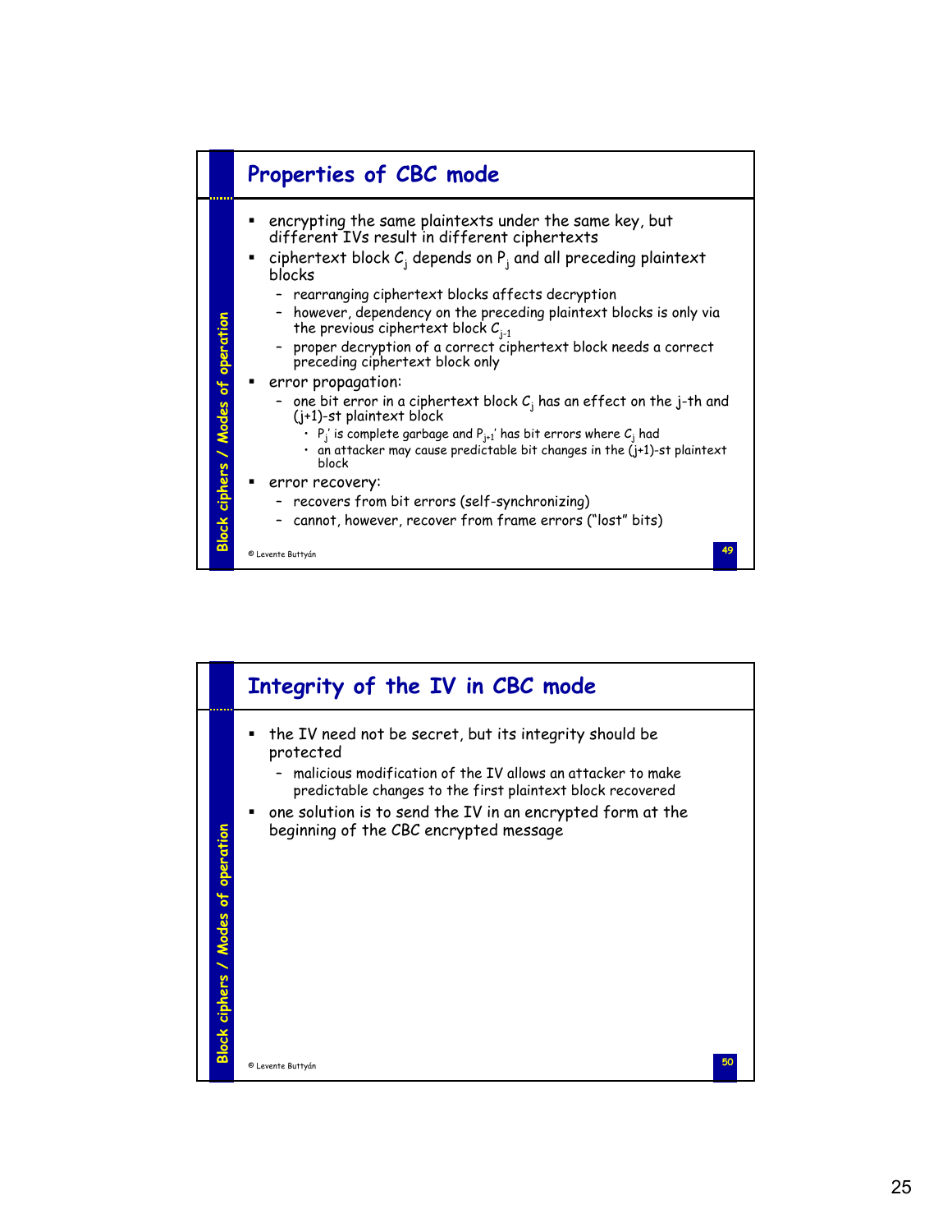## Properties of CBC mode

- encrypting the same plaintexts under the same key, but different IVs result in different ciphertexts
- ciphertext block $C_j$ depends on $P_j$ and all preceding plaintext blocks
  - rearranging ciphertext blocks affects decryption
  - however, dependency on the preceding plaintext blocks is only via the previous ciphertext block $C_{j-1}$
  - proper decryption of a correct ciphertext block needs a correct preceding ciphertext block only
- error propagation:
  - one bit error in a ciphertext block $C_j$ has an effect on the j-th and (j+1)-st plaintext block
    - $P_j'$ is complete garbage and $P_{j+1}'$ has bit errors where $C_j$ had
    - an attacker may cause predictable bit changes in the (j+1)-st plaintext block
- error recovery:
  - recovers from bit errors (self-synchronizing)
  - cannot, however, recover from frame errors ("lost" bits)

## Integrity of the IV in CBC mode

- the IV need not be secret, but its integrity should be protected
  - malicious modification of the IV allows an attacker to make predictable changes to the first plaintext block recovered
- one solution is to send the IV in an encrypted form at the beginning of the CBC encrypted message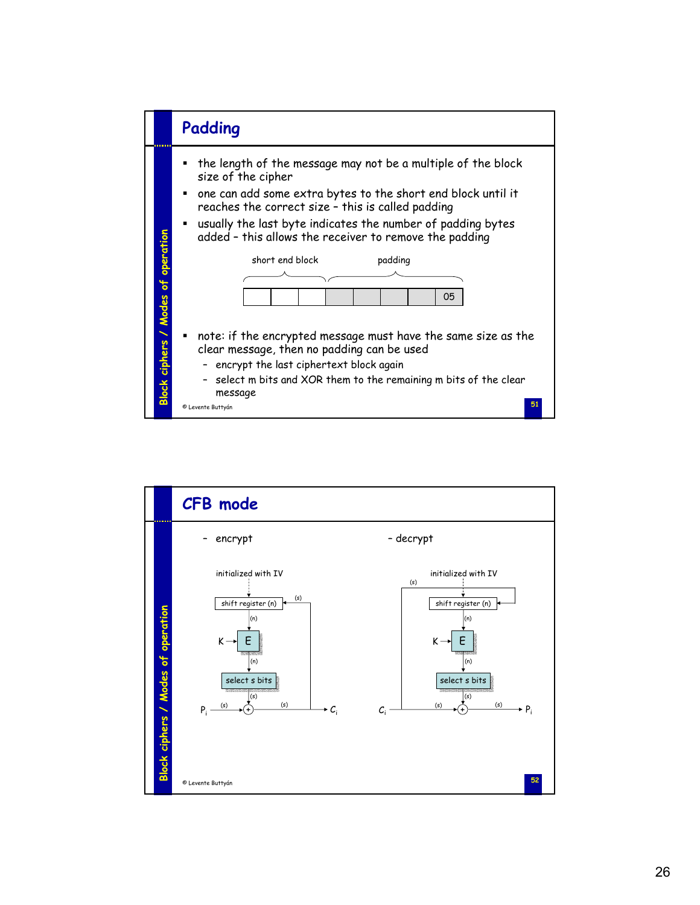## Padding

- the length of the message may not be a multiple of the block size of the cipher
- one can add some extra bytes to the short end block until it reaches the correct size – this is called padding
- usually the last byte indicates the number of padding bytes added – this allows the receiver to remove the padding

short end block | padding

| | | | | | | | 05 |
|---|---|---|---|---|---|---|---|

- note: if the encrypted message must have the same size as the clear message, then no padding can be used
  - encrypt the last ciphertext block again
  - select m bits and XOR them to the remaining m bits of the clear message

## CFB mode

– encrypt

initialized with IV → shift register (n) → (n) → K → E → (n) → select s bits → (s) → $P_i$ (s) ⊕ (s) → $C_i$ (fed back (s) to shift register)

– decrypt

initialized with IV → shift register (n) → (n) → K → E → (n) → select s bits → (s) → $C_i$ (s) ⊕ (s) → $P_i$ ($C_i$ fed back (s) to shift register)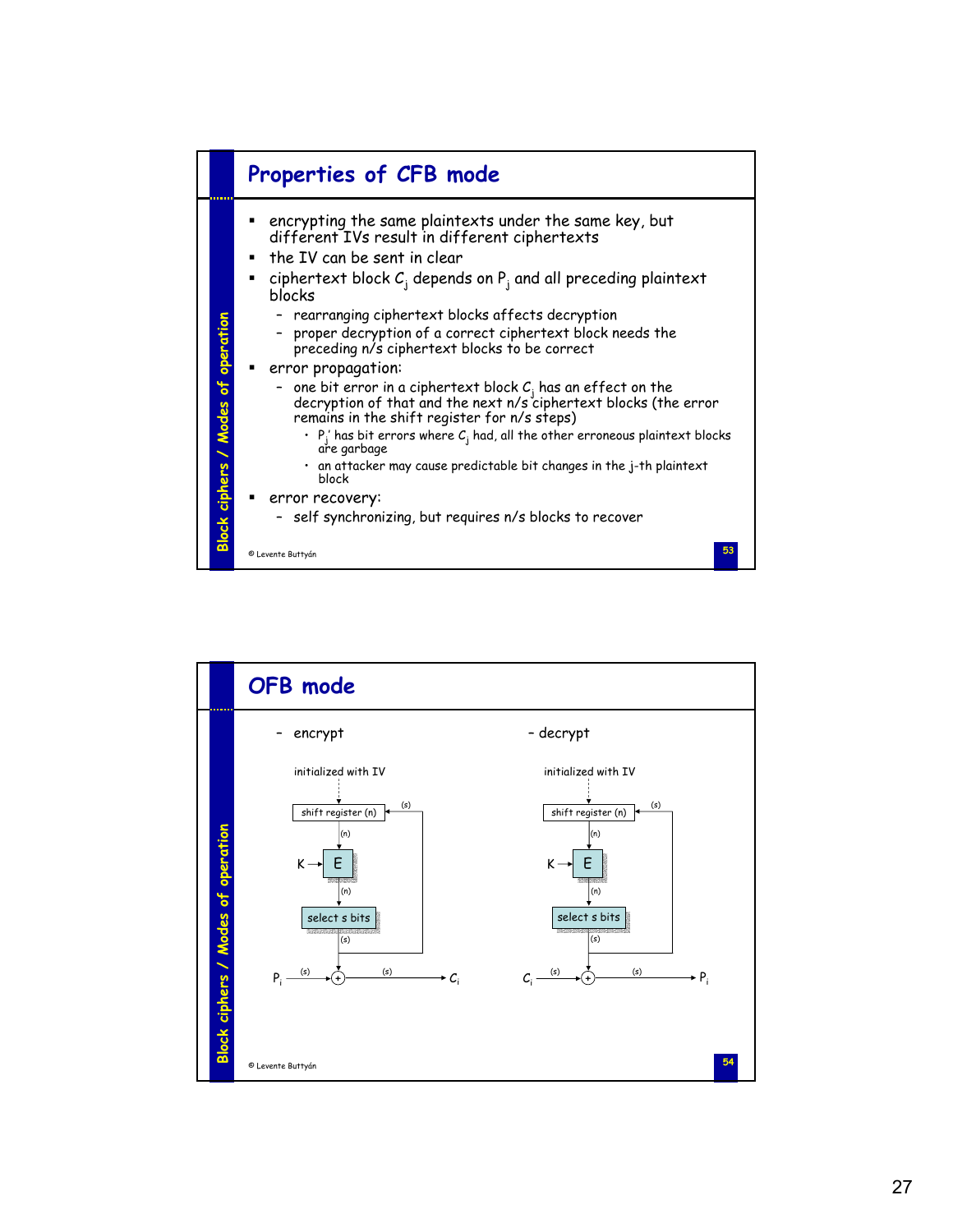## Properties of CFB mode

- encrypting the same plaintexts under the same key, but different IVs result in different ciphertexts
- the IV can be sent in clear
- ciphertext block $C_j$ depends on $P_j$ and all preceding plaintext blocks
  - rearranging ciphertext blocks affects decryption
  - proper decryption of a correct ciphertext block needs the preceding n/s ciphertext blocks to be correct
- error propagation:
  - one bit error in a ciphertext block $C_j$ has an effect on the decryption of that and the next n/s ciphertext blocks (the error remains in the shift register for n/s steps)
    - $P_j'$ has bit errors where $C_j$ had, all the other erroneous plaintext blocks are garbage
    - an attacker may cause predictable bit changes in the j-th plaintext block
- error recovery:
  - self synchronizing, but requires n/s blocks to recover

© Levente Buttyán

## OFB mode

– encrypt

initialized with IV

shift register (n) → (n) → K → E → (n) → select s bits → (s) → $P_i$ (s) → (+) → (s) → $C_i$; feedback (s) from select s bits output to shift register

– decrypt

initialized with IV

shift register (n) → (n) → K → E → (n) → select s bits → (s) → $C_i$ (s) → (+) → (s) → $P_i$; feedback (s) from select s bits output to shift register

© Levente Buttyán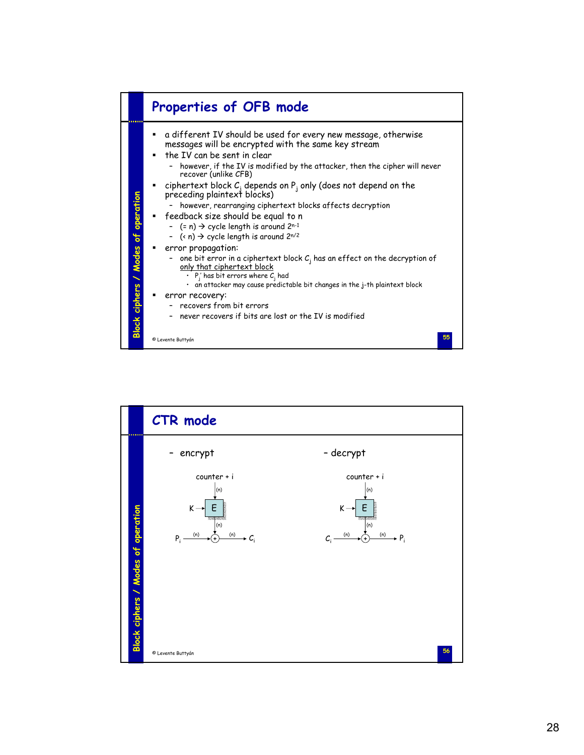## Properties of OFB mode

- a different IV should be used for every new message, otherwise messages will be encrypted with the same key stream
- the IV can be sent in clear
  - however, if the IV is modified by the attacker, then the cipher will never recover (unlike CFB)
- ciphertext block $C_j$ depends on $P_j$ only (does not depend on the preceding plaintext blocks)
  - however, rearranging ciphertext blocks affects decryption
- feedback size should be equal to n
  - (= n) → cycle length is around $2^{n-1}$
  - (< n) → cycle length is around $2^{n/2}$
- error propagation:
  - one bit error in a ciphertext block $C_j$ has an effect on the decryption of only that ciphertext block
    - $P_j'$ has bit errors where $C_j$ had
    - an attacker may cause predictable bit changes in the j-th plaintext block
- error recovery:
  - recovers from bit errors
  - never recovers if bits are lost or the IV is modified

© Levente Buttyán

## CTR mode

- encrypt

counter + i → (n) → E (key K) → (n) → ⊕ ; $P_i$ → (n) → ⊕ → (n) → $C_i$

- decrypt

counter + i → (n) → E (key K) → (n) → ⊕ ; $C_i$ → (n) → ⊕ → (n) → $P_i$

© Levente Buttyán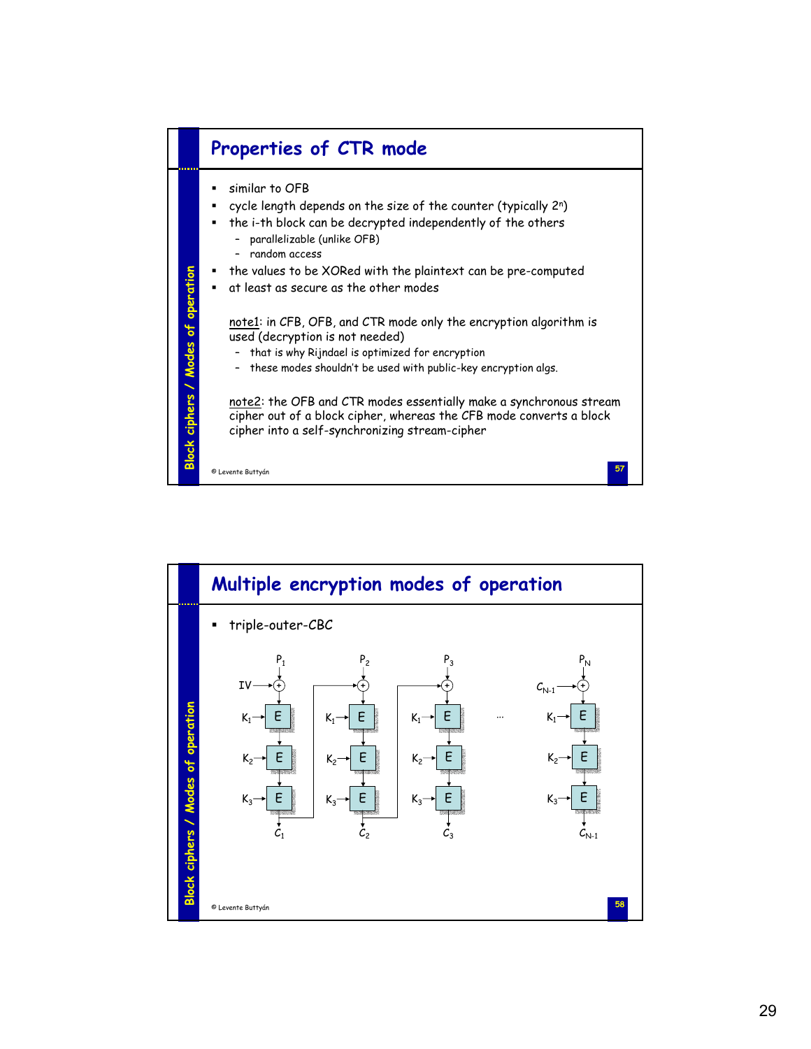## Properties of CTR mode

- similar to OFB
- cycle length depends on the size of the counter (typically $2^n$)
- the i-th block can be decrypted independently of the others
  - parallelizable (unlike OFB)
  - random access
- the values to be XORed with the plaintext can be pre-computed
- at least as secure as the other modes

note1: in CFB, OFB, and CTR mode only the encryption algorithm is used (decryption is not needed)
- that is why Rijndael is optimized for encryption
- these modes shouldn't be used with public-key encryption algs.

note2: the OFB and CTR modes essentially make a synchronous stream cipher out of a block cipher, whereas the CFB mode converts a block cipher into a self-synchronizing stream-cipher

© Levente Buttyán

## Multiple encryption modes of operation

- triple-outer-CBC

© Levente Buttyán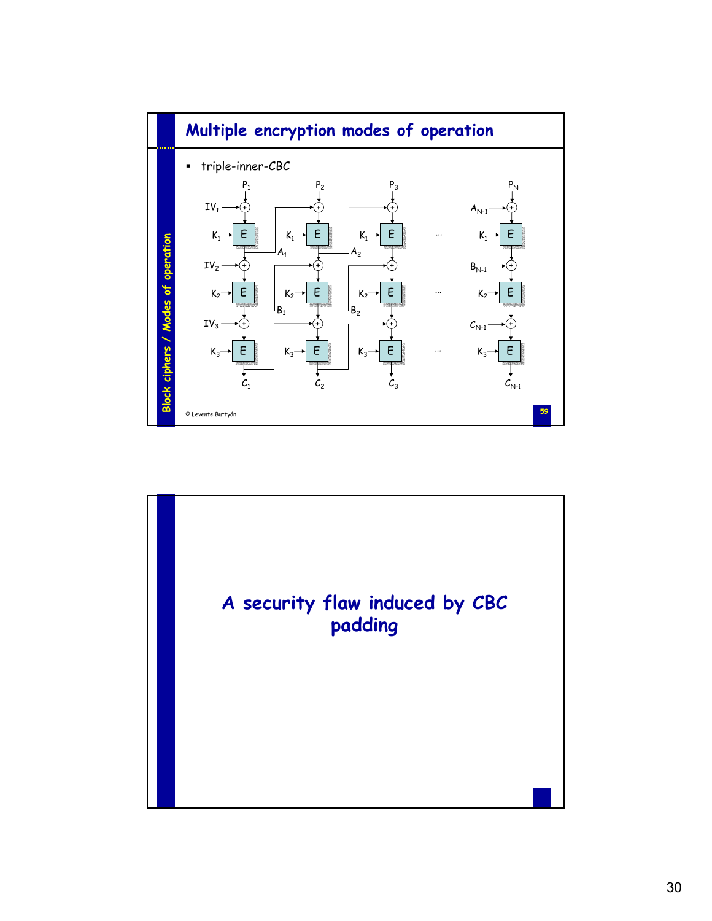## Multiple encryption modes of operation

- triple-inner-CBC

---

## A security flaw induced by CBC padding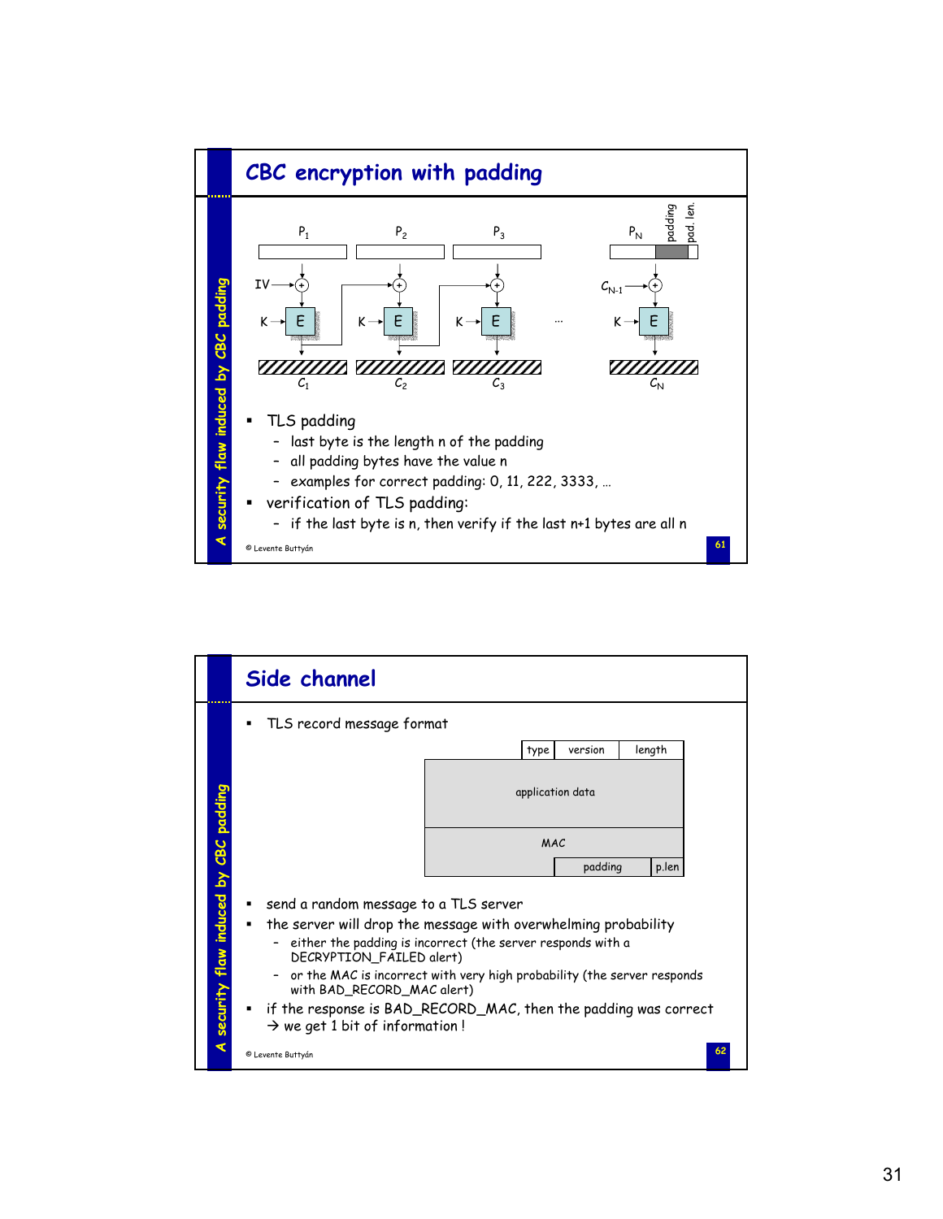## CBC encryption with padding

- TLS padding
  - last byte is the length n of the padding
  - all padding bytes have the value n
  - examples for correct padding: 0, 11, 222, 3333, …
- verification of TLS padding:
  - if the last byte is n, then verify if the last n+1 bytes are all n

## Side channel

- TLS record message format

| type | version | length |
|---|---|---|
| application data | | |
| MAC | | |
| padding | | p.len |

- send a random message to a TLS server
- the server will drop the message with overwhelming probability
  - either the padding is incorrect (the server responds with a DECRYPTION_FAILED alert)
  - or the MAC is incorrect with very high probability (the server responds with BAD_RECORD_MAC alert)
- if the response is BAD_RECORD_MAC, then the padding was correct → we get 1 bit of information !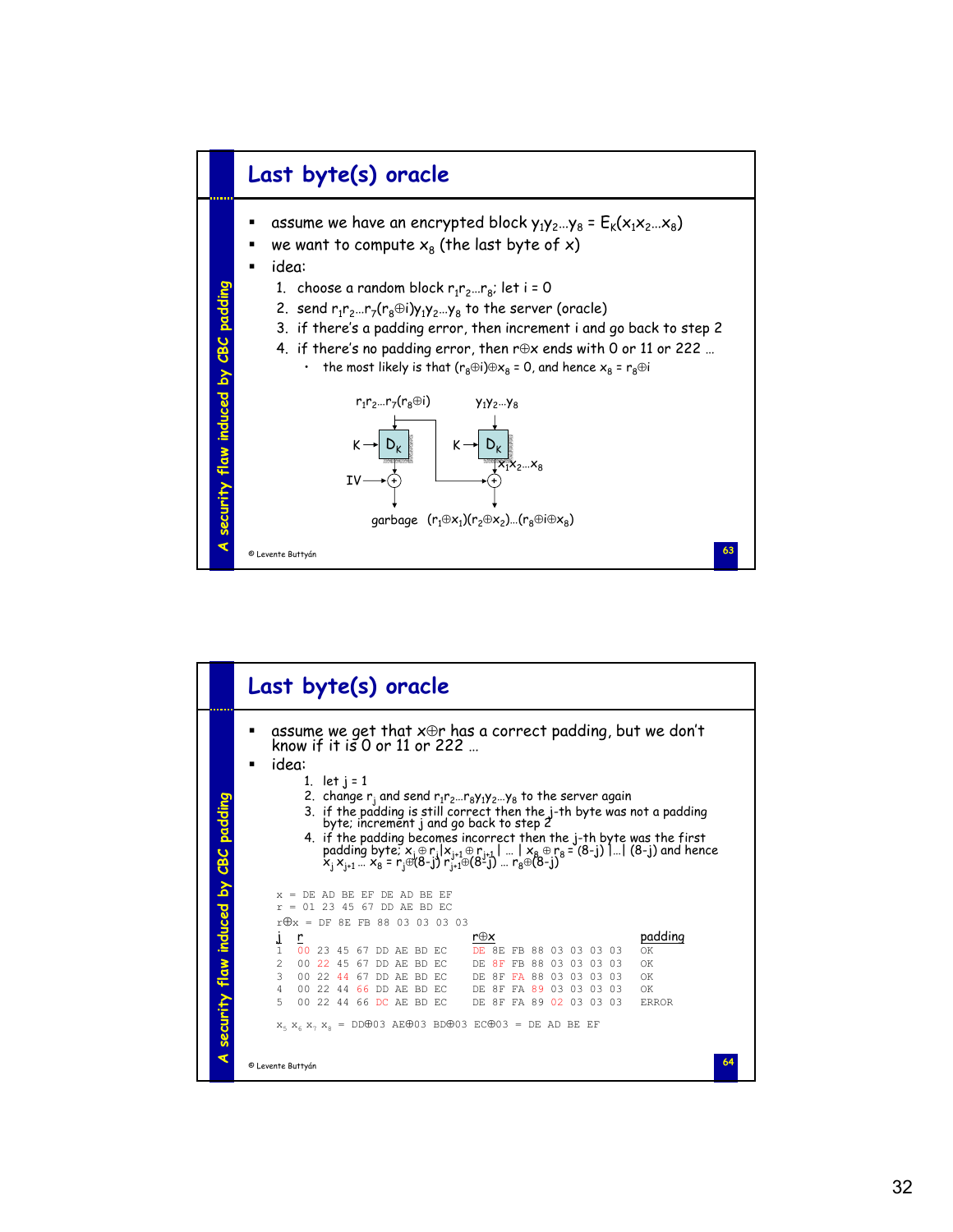## Last byte(s) oracle

- assume we have an encrypted block $y_1y_2...y_8 = E_K(x_1x_2...x_8)$
- we want to compute $x_8$ (the last byte of x)
- idea:
  1. choose a random block $r_1r_2...r_8$; let i = 0
  2. send $r_1r_2...r_7(r_8 \oplus i)y_1y_2...y_8$ to the server (oracle)
  3. if there's a padding error, then increment i and go back to step 2
  4. if there's no padding error, then $r \oplus x$ ends with 0 or 11 or 222 ...
     - the most likely is that $(r_8 \oplus i) \oplus x_8 = 0$, and hence $x_8 = r_8 \oplus i$

$r_1r_2...r_7(r_8 \oplus i)$ $\quad$ $y_1y_2...y_8$

K → $D_K$ $\quad$ K → $D_K$ → $x_1x_2...x_8$

IV → ⊕

garbage $\quad (r_1 \oplus x_1)(r_2 \oplus x_2)...(r_8 \oplus i \oplus x_8)$

© Levente Buttyán

A security flaw induced by CBC padding

## Last byte(s) oracle

- assume we get that $x \oplus r$ has a correct padding, but we don't know if it is 0 or 11 or 222 ...
- idea:
  1. let j = 1
  2. change $r_j$ and send $r_1r_2...r_8y_1y_2...y_8$ to the server again
  3. if the padding is still correct then the j-th byte was not a padding byte; increment j and go back to step 2
  4. if the padding becomes incorrect then the j-th byte was the first padding byte; $x_j \oplus r_j | x_{j+1} \oplus r_{j+1} | \ldots | x_8 \oplus r_8 = (8-j) | \ldots | (8-j)$ and hence $x_j\, x_{j+1} \ldots x_8 = r_j \oplus (8-j)\; r_{j+1} \oplus (8-j) \ldots r_8 \oplus (8-j)$

```
x = DE AD BE EF DE AD BE EF
r = 01 23 45 67 DD AE BD EC
r⊕x = DF 8E FB 88 03 03 03 03
```

| j | r | r⊕x | padding |
|---|---|---|---|
| 1 | 00 23 45 67 DD AE BD EC | DE 8E FB 88 03 03 03 03 | OK |
| 2 | 00 22 45 67 DD AE BD EC | DE 8F FB 88 03 03 03 03 | OK |
| 3 | 00 22 44 67 DD AE BD EC | DE 8F FA 88 03 03 03 03 | OK |
| 4 | 00 22 44 66 DD AE BD EC | DE 8F FA 89 03 03 03 03 | OK |
| 5 | 00 22 44 66 DC AE BD EC | DE 8F FA 89 02 03 03 03 | ERROR |

$x_5\, x_6\, x_7\, x_8$ = DD⊕03 AE⊕03 BD⊕03 EC⊕03 = DE AD BE EF

© Levente Buttyán

A security flaw induced by CBC padding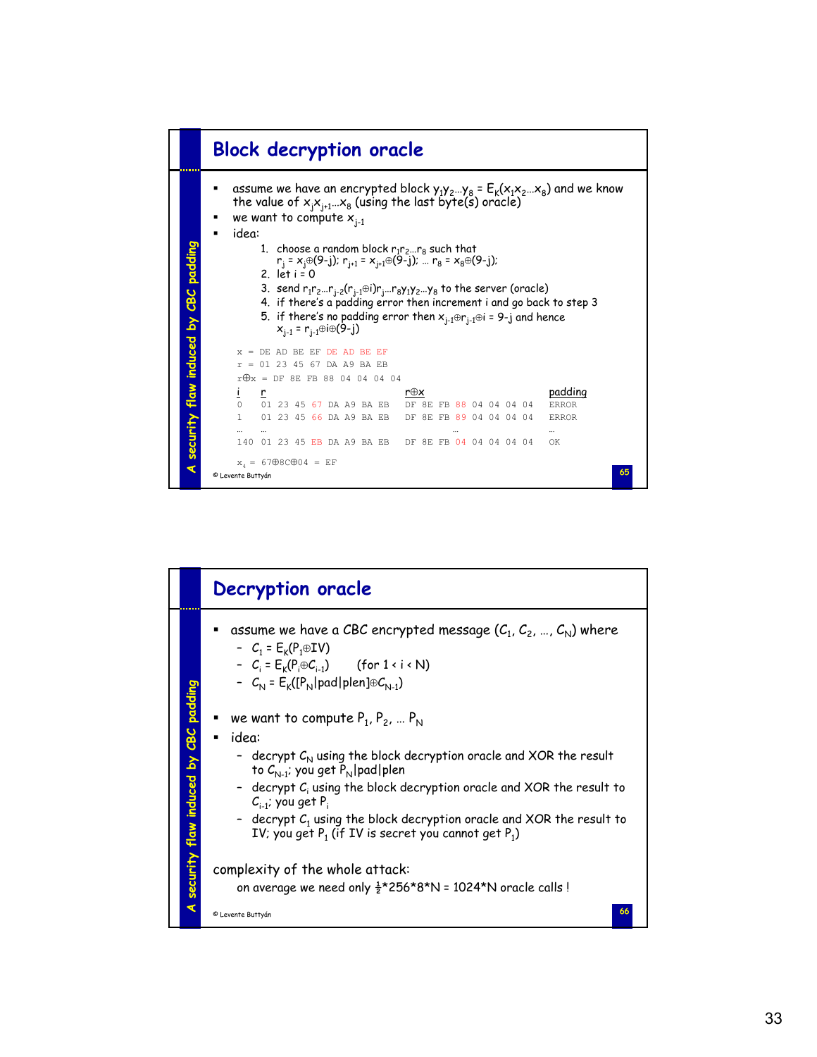## Block decryption oracle

- assume we have an encrypted block $y_1y_2...y_8 = E_K(x_1x_2...x_8)$ and we know the value of $x_jx_{j+1}...x_8$ (using the last byte(s) oracle)
- we want to compute $x_{j-1}$
- idea:
  1. choose a random block $r_1r_2...r_8$ such that $r_j = x_j \oplus (9-j)$; $r_{j+1} = x_{j+1} \oplus (9-j)$; ... $r_8 = x_8 \oplus (9-j)$;
  2. let i = 0
  3. send $r_1r_2...r_{j-2}(r_{j-1} \oplus i)r_j...r_8y_1y_2...y_8$ to the server (oracle)
  4. if there's a padding error then increment i and go back to step 3
  5. if there's no padding error then $x_{j-1} \oplus r_{j-1} \oplus i = 9-j$ and hence $x_{j-1} = r_{j-1} \oplus i \oplus (9-j)$

```
x = DE AD BE EF DE AD BE EF
r = 01 23 45 67 DA A9 BA EB
r⊕x = DF 8E FB 88 04 04 04 04
```

| i | r | r⊕x | padding |
|---|---|---|---|
| 0 | 01 23 45 67 DA A9 BA EB | DF 8E FB 88 04 04 04 04 | ERROR |
| 1 | 01 23 45 66 DA A9 BA EB | DF 8E FB 89 04 04 04 04 | ERROR |
| … | … | … | … |
| 140 | 01 23 45 EB DA A9 BA EB | DF 8E FB 04 04 04 04 04 | OK |

$x_4 = 67 \oplus 8C \oplus 04 = EF$

## Decryption oracle

- assume we have a CBC encrypted message $(C_1, C_2, ..., C_N)$ where
  - $C_1 = E_K(P_1 \oplus IV)$
  - $C_i = E_K(P_i \oplus C_{i-1})$ (for $1 < i < N$)
  - $C_N = E_K([P_N|pad|plen] \oplus C_{N-1})$
- we want to compute $P_1, P_2, ... P_N$
- idea:
  - decrypt $C_N$ using the block decryption oracle and XOR the result to $C_{N-1}$; you get $P_N|pad|plen$
  - decrypt $C_i$ using the block decryption oracle and XOR the result to $C_{i-1}$; you get $P_i$
  - decrypt $C_1$ using the block decryption oracle and XOR the result to IV; you get $P_1$ (if IV is secret you cannot get $P_1$)

complexity of the whole attack:

on average we need only $\frac{1}{2}$*256*8*N = 1024*N oracle calls !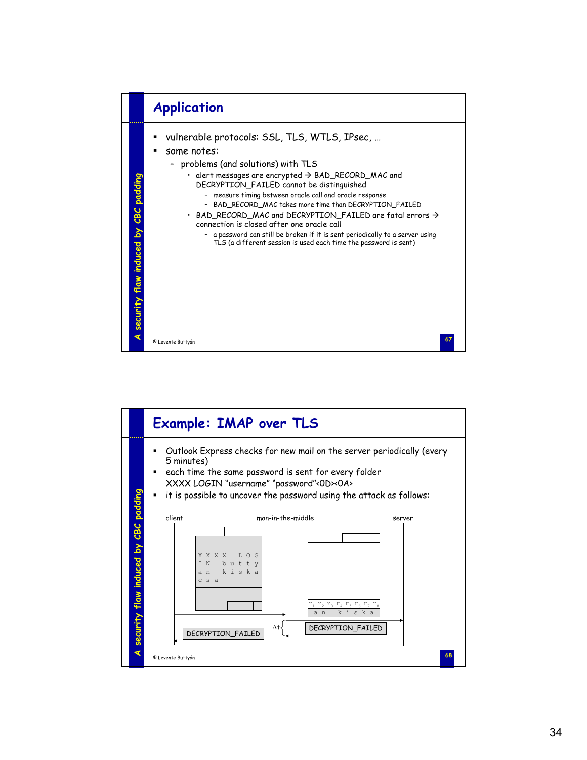## Application

- vulnerable protocols: SSL, TLS, WTLS, IPsec, …
- some notes:
  - problems (and solutions) with TLS
    - alert messages are encrypted → BAD_RECORD_MAC and DECRYPTION_FAILED cannot be distinguished
      - measure timing between oracle call and oracle response
      - BAD_RECORD_MAC takes more time than DECRYPTION_FAILED
    - BAD_RECORD_MAC and DECRYPTION_FAILED are fatal errors → connection is closed after one oracle call
      - a password can still be broken if it is sent periodically to a server using TLS (a different session is used each time the password is sent)

© Levente Buttyán

## Example: IMAP over TLS

- Outlook Express checks for new mail on the server periodically (every 5 minutes)
- each time the same password is sent for every folder
  XXXX LOGIN "username" "password"<0D><0A>
- it is possible to uncover the password using the attack as follows:

client — man-in-the-middle — server

```
X X X X   L O G
I N   b u t t y
a n   k i s k a
c s a
```

$r_1\ r_2\ r_3\ r_4\ r_5\ r_6\ r_7\ r_8$

a n   k i s k a

DECRYPTION_FAILED

$\Delta t$

DECRYPTION_FAILED

© Levente Buttyán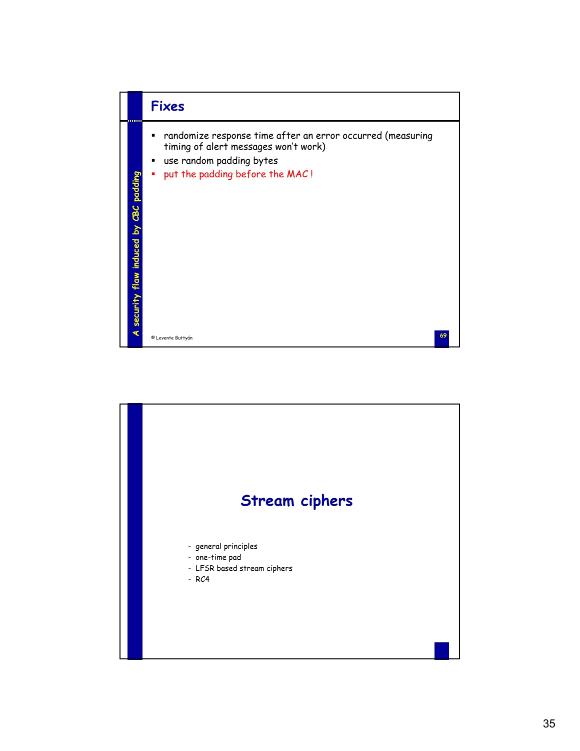## Fixes

*A security flaw induced by CBC padding*

- randomize response time after an error occurred (measuring timing of alert messages won't work)
- use random padding bytes
- put the padding before the MAC !

© Levente Buttyán

## Stream ciphers

- general principles
- one-time pad
- LFSR based stream ciphers
- RC4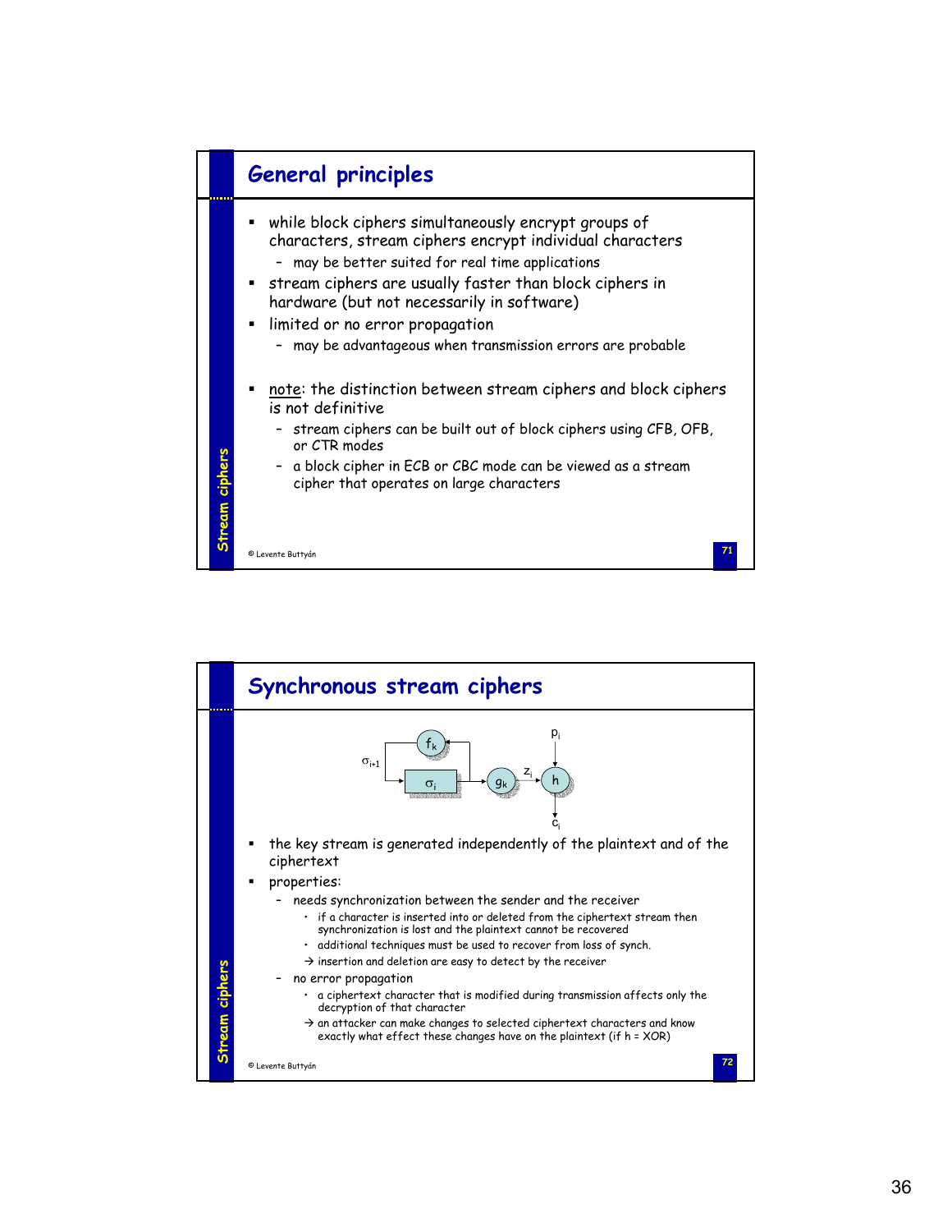## General principles

- while block ciphers simultaneously encrypt groups of characters, stream ciphers encrypt individual characters
  - may be better suited for real time applications
- stream ciphers are usually faster than block ciphers in hardware (but not necessarily in software)
- limited or no error propagation
  - may be advantageous when transmission errors are probable
- note: the distinction between stream ciphers and block ciphers is not definitive
  - stream ciphers can be built out of block ciphers using CFB, OFB, or CTR modes
  - a block cipher in ECB or CBC mode can be viewed as a stream cipher that operates on large characters

## Synchronous stream ciphers

- the key stream is generated independently of the plaintext and of the ciphertext
- properties:
  - needs synchronization between the sender and the receiver
    - if a character is inserted into or deleted from the ciphertext stream then synchronization is lost and the plaintext cannot be recovered
    - additional techniques must be used to recover from loss of synch.
    - → insertion and deletion are easy to detect by the receiver
  - no error propagation
    - a ciphertext character that is modified during transmission affects only the decryption of that character
    - → an attacker can make changes to selected ciphertext characters and know exactly what effect these changes have on the plaintext (if h = XOR)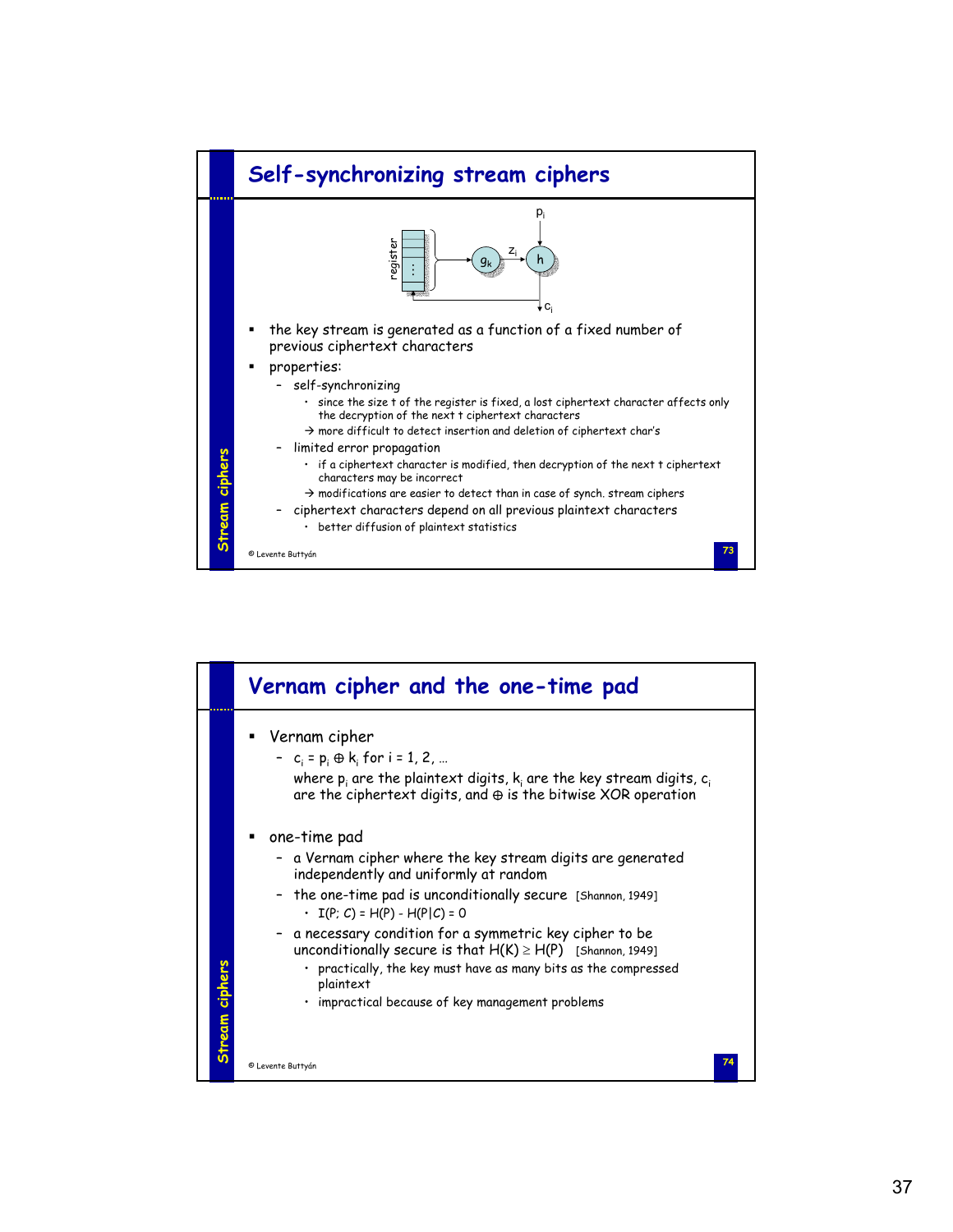# Self-synchronizing stream ciphers

- the key stream is generated as a function of a fixed number of previous ciphertext characters
- properties:
  - self-synchronizing
    - since the size t of the register is fixed, a lost ciphertext character affects only the decryption of the next t ciphertext characters
    - → more difficult to detect insertion and deletion of ciphertext char's
  - limited error propagation
    - if a ciphertext character is modified, then decryption of the next t ciphertext characters may be incorrect
    - → modifications are easier to detect than in case of synch. stream ciphers
  - ciphertext characters depend on all previous plaintext characters
    - better diffusion of plaintext statistics

© Levente Buttyán

# Vernam cipher and the one-time pad

- Vernam cipher
  - $c_i = p_i \oplus k_i$ for i = 1, 2, …
    where $p_i$ are the plaintext digits, $k_i$ are the key stream digits, $c_i$ are the ciphertext digits, and $\oplus$ is the bitwise XOR operation
- one-time pad
  - a Vernam cipher where the key stream digits are generated independently and uniformly at random
  - the one-time pad is unconditionally secure [Shannon, 1949]
    - $I(P; C) = H(P) - H(P|C) = 0$
  - a necessary condition for a symmetric key cipher to be unconditionally secure is that $H(K) \geq H(P)$ [Shannon, 1949]
    - practically, the key must have as many bits as the compressed plaintext
    - impractical because of key management problems

© Levente Buttyán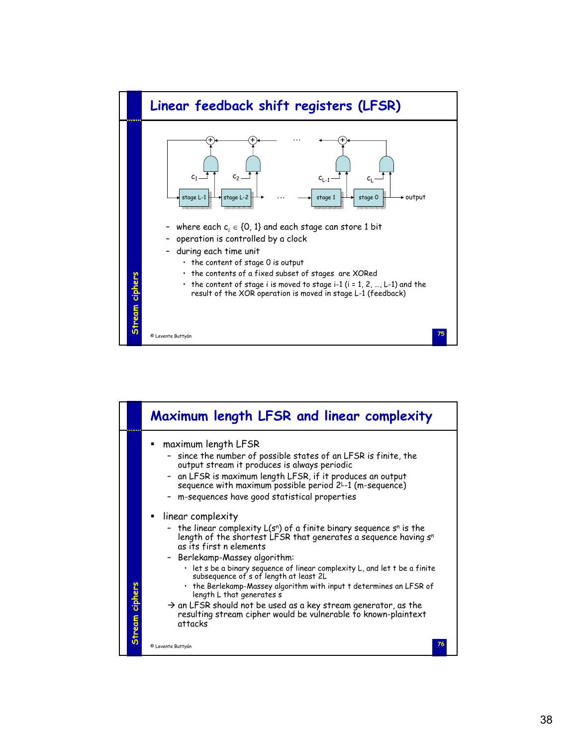## Linear feedback shift registers (LFSR)

– where each $c_i \in \{0, 1\}$ and each stage can store 1 bit
– operation is controlled by a clock
– during each time unit
  - the content of stage 0 is output
  - the contents of a fixed subset of stages are XORed
  - the content of stage i is moved to stage i-1 (i = 1, 2, …, L-1) and the result of the XOR operation is moved in stage L-1 (feedback)

© Levente Buttyán

## Maximum length LFSR and linear complexity

- maximum length LFSR
  – since the number of possible states of an LFSR is finite, the output stream it produces is always periodic
  – an LFSR is maximum length LFSR, if it produces an output sequence with maximum possible period $2^L$-1 (m-sequence)
  – m-sequences have good statistical properties
- linear complexity
  – the linear complexity $L(s^n)$ of a finite binary sequence $s^n$ is the length of the shortest LFSR that generates a sequence having $s^n$ as its first n elements
  – Berlekamp-Massey algorithm:
    - let s be a binary sequence of linear complexity L, and let t be a finite subsequence of s of length at least 2L
    - the Berlekamp-Massey algorithm with input t determines an LFSR of length L that generates s

  → an LFSR should not be used as a key stream generator, as the resulting stream cipher would be vulnerable to known-plaintext attacks

© Levente Buttyán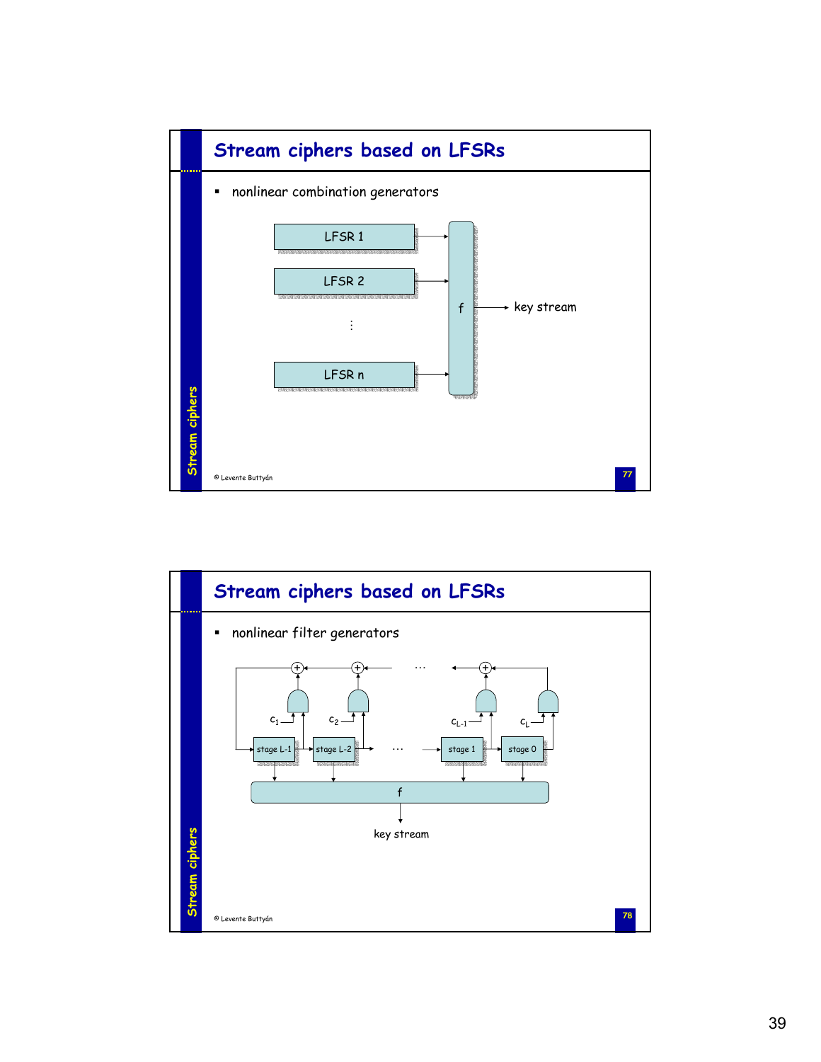## Stream ciphers based on LFSRs

- nonlinear combination generators

LFSR 1

LFSR 2

⋮

LFSR n

f

key stream

## Stream ciphers based on LFSRs

- nonlinear filter generators

$c_1$ $c_2$ … $c_{L-1}$ $c_L$

stage L-1 stage L-2 … stage 1 stage 0

f

key stream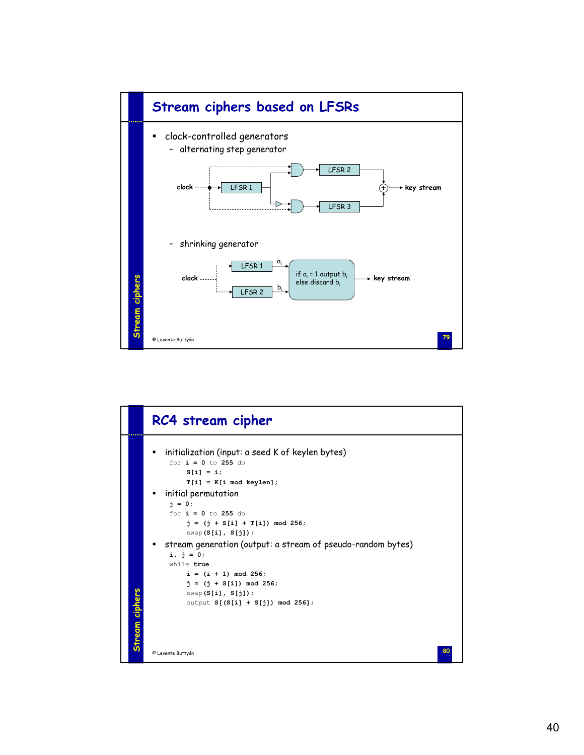## Stream ciphers based on LFSRs

- clock-controlled generators
  - alternating step generator

clock

LFSR 1

LFSR 2

LFSR 3

key stream

  - shrinking generator

clock

LFSR 1

LFSR 2

$a_i$

$b_i$

if $a_i$ = 1 output $b_i$
else discard $b_i$

key stream

© Levente Buttyán

## RC4 stream cipher

- initialization (input: a seed K of keylen bytes)

```
for i = 0 to 255 do
    S[i] = i;
    T[i] = K[i mod keylen];
```

- initial permutation

```
j = 0;
for i = 0 to 255 do
    j = (j + S[i] + T[i]) mod 256;
    swap(S[i], S[j]);
```

- stream generation (output: a stream of pseudo-random bytes)

```
i, j = 0;
while true
    i = (i + 1) mod 256;
    j = (j + S[i]) mod 256;
    swap(S[i], S[j]);
    output S[(S[i] + S[j]) mod 256];
```

© Levente Buttyán